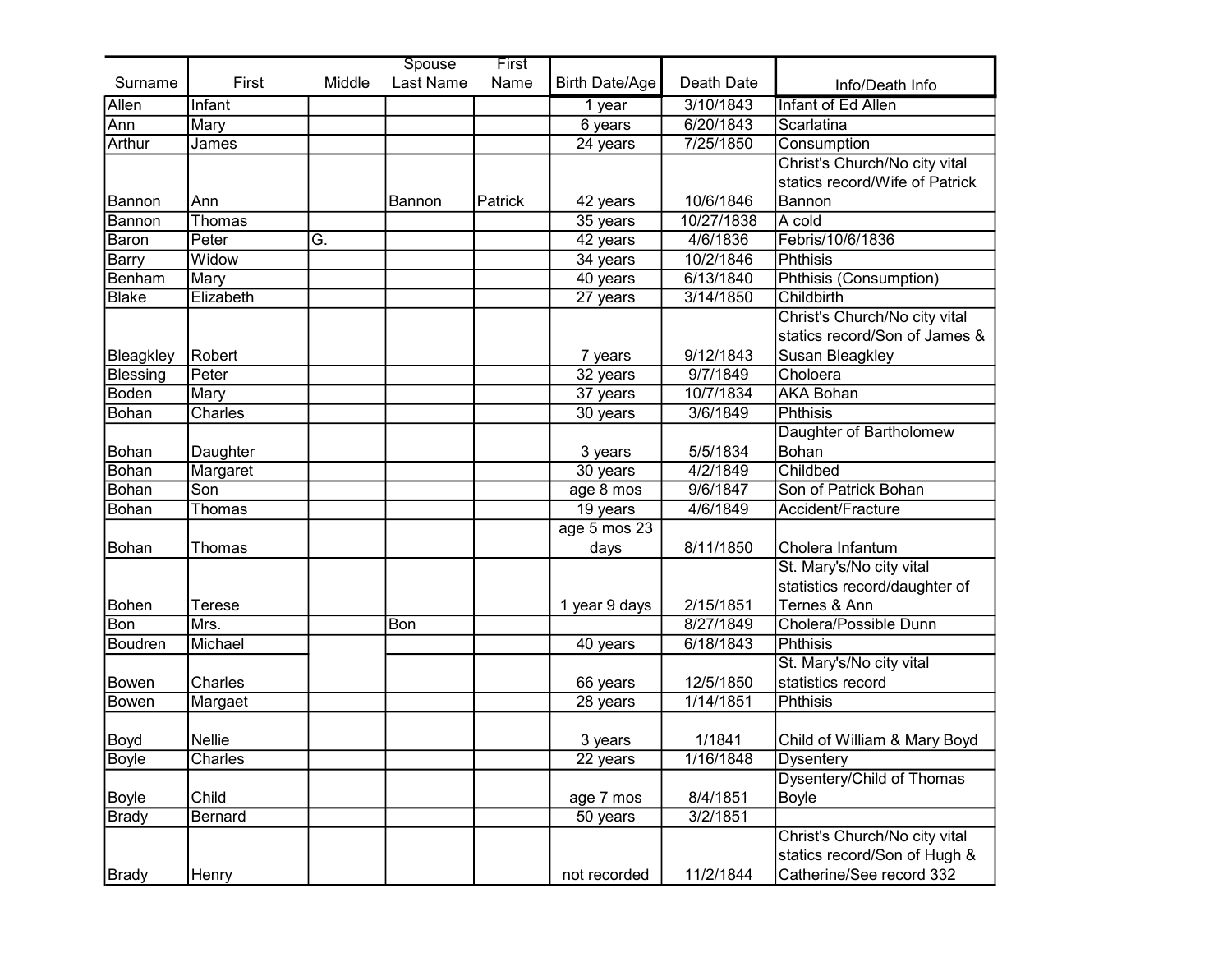| Surname | First | Middle | Spouse Last Name | First Name | Birth Date/Age | Death Date | Info/Death Info |
|---|---|---|---|---|---|---|---|
| Allen | Infant | | | | 1 year | 3/10/1843 | Infant of Ed Allen |
| Ann | Mary | | | | 6 years | 6/20/1843 | Scarlatina |
| Arthur | James | | | | 24 years | 7/25/1850 | Consumption |
| Bannon | Ann | | Bannon | Patrick | 42 years | 10/6/1846 | Christ's Church/No city vital statics record/Wife of Patrick Bannon |
| Bannon | Thomas | | | | 35 years | 10/27/1838 | A cold |
| Baron | Peter | G. | | | 42 years | 4/6/1836 | Febris/10/6/1836 |
| Barry | Widow | | | | 34 years | 10/2/1846 | Phthisis |
| Benham | Mary | | | | 40 years | 6/13/1840 | Phthisis (Consumption) |
| Blake | Elizabeth | | | | 27 years | 3/14/1850 | Childbirth |
| Bleagkley | Robert | | | | 7 years | 9/12/1843 | Christ's Church/No city vital statics record/Son of James & Susan Bleagkley |
| Blessing | Peter | | | | 32 years | 9/7/1849 | Choloera |
| Boden | Mary | | | | 37 years | 10/7/1834 | AKA Bohan |
| Bohan | Charles | | | | 30 years | 3/6/1849 | Phthisis |
| Bohan | Daughter | | | | 3 years | 5/5/1834 | Daughter of Bartholomew Bohan |
| Bohan | Margaret | | | | 30 years | 4/2/1849 | Childbed |
| Bohan | Son | | | | age 8 mos | 9/6/1847 | Son of Patrick Bohan |
| Bohan | Thomas | | | | 19 years | 4/6/1849 | Accident/Fracture |
| Bohan | Thomas | | | | age 5 mos 23 days | 8/11/1850 | Cholera Infantum |
| Bohen | Terese | | | | 1 year 9 days | 2/15/1851 | St. Mary's/No city vital statistics record/daughter of Ternes & Ann |
| Bon | Mrs. | | Bon | | | 8/27/1849 | Cholera/Possible Dunn |
| Boudren | Michael | | | | 40 years | 6/18/1843 | Phthisis |
| Bowen | Charles | | | | 66 years | 12/5/1850 | St. Mary's/No city vital statistics record |
| Bowen | Margaet | | | | 28 years | 1/14/1851 | Phthisis |
| Boyd | Nellie | | | | 3 years | 1/1841 | Child of William & Mary Boyd |
| Boyle | Charles | | | | 22 years | 1/16/1848 | Dysentery |
| Boyle | Child | | | | age 7 mos | 8/4/1851 | Dysentery/Child of Thomas Boyle |
| Brady | Bernard | | | | 50 years | 3/2/1851 | |
| Brady | Henry | | | | not recorded | 11/2/1844 | Christ's Church/No city vital statics record/Son of Hugh & Catherine/See record 332 |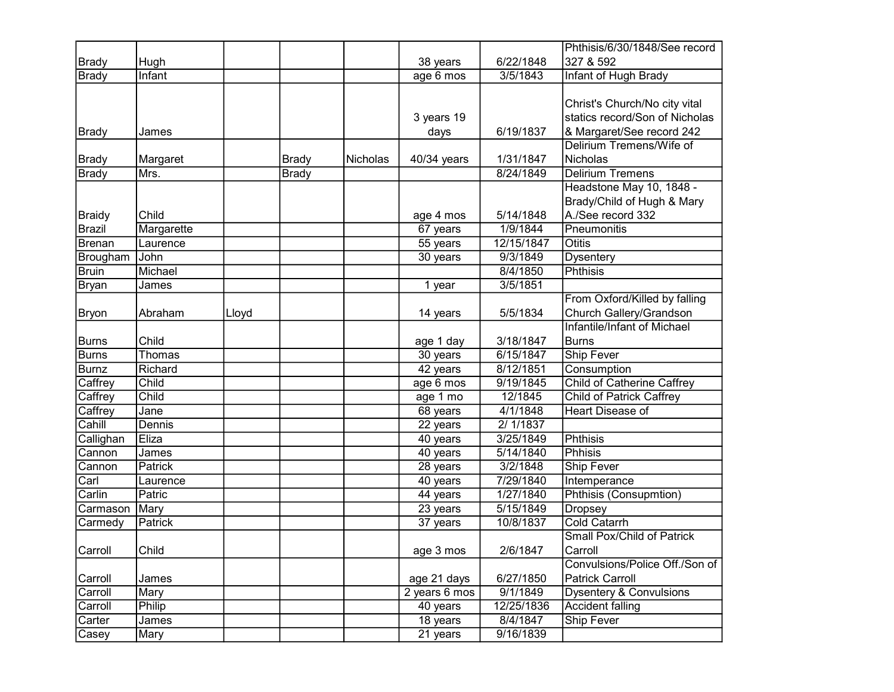| | | | | | | | |
|---|---|---|---|---|---|---|---|
| Brady | Hugh | | | | 38 years | 6/22/1848 | Phthisis/6/30/1848/See record 327 & 592 |
| Brady | Infant | | | | age 6 mos | 3/5/1843 | Infant of Hugh Brady |
| Brady | James | | | | 3 years 19 days | 6/19/1837 | Christ's Church/No city vital statics record/Son of Nicholas & Margaret/See record 242 |
| Brady | Margaret | | Brady | Nicholas | 40/34 years | 1/31/1847 | Delirium Tremens/Wife of Nicholas |
| Brady | Mrs. | | Brady | | | 8/24/1849 | Delirium Tremens |
| Braidy | Child | | | | age 4 mos | 5/14/1848 | Headstone May 10, 1848 - Brady/Child of Hugh & Mary A./See record 332 |
| Brazil | Margarette | | | | 67 years | 1/9/1844 | Pneumonitis |
| Brenan | Laurence | | | | 55 years | 12/15/1847 | Otitis |
| Brougham | John | | | | 30 years | 9/3/1849 | Dysentery |
| Bruin | Michael | | | | | 8/4/1850 | Phthisis |
| Bryan | James | | | | 1 year | 3/5/1851 | |
| Bryon | Abraham | Lloyd | | | 14 years | 5/5/1834 | From Oxford/Killed by falling Church Gallery/Grandson |
| Burns | Child | | | | age 1 day | 3/18/1847 | Infantile/Infant of Michael Burns |
| Burns | Thomas | | | | 30 years | 6/15/1847 | Ship Fever |
| Burnz | Richard | | | | 42 years | 8/12/1851 | Consumption |
| Caffrey | Child | | | | age 6 mos | 9/19/1845 | Child of Catherine Caffrey |
| Caffrey | Child | | | | age 1 mo | 12/1845 | Child of Patrick Caffrey |
| Caffrey | Jane | | | | 68 years | 4/1/1848 | Heart Disease of |
| Cahill | Dennis | | | | 22 years | 2/ 1/1837 | |
| Callighan | Eliza | | | | 40 years | 3/25/1849 | Phthisis |
| Cannon | James | | | | 40 years | 5/14/1840 | Phhisis |
| Cannon | Patrick | | | | 28 years | 3/2/1848 | Ship Fever |
| Carl | Laurence | | | | 40 years | 7/29/1840 | Intemperance |
| Carlin | Patric | | | | 44 years | 1/27/1840 | Phthisis (Consupmtion) |
| Carmason | Mary | | | | 23 years | 5/15/1849 | Dropsey |
| Carmedy | Patrick | | | | 37 years | 10/8/1837 | Cold Catarrh |
| Carroll | Child | | | | age 3 mos | 2/6/1847 | Small Pox/Child of Patrick Carroll |
| Carroll | James | | | | age 21 days | 6/27/1850 | Convulsions/Police Off./Son of Patrick Carroll |
| Carroll | Mary | | | | 2 years 6 mos | 9/1/1849 | Dysentery & Convulsions |
| Carroll | Philip | | | | 40 years | 12/25/1836 | Accident falling |
| Carter | James | | | | 18 years | 8/4/1847 | Ship Fever |
| Casey | Mary | | | | 21 years | 9/16/1839 | |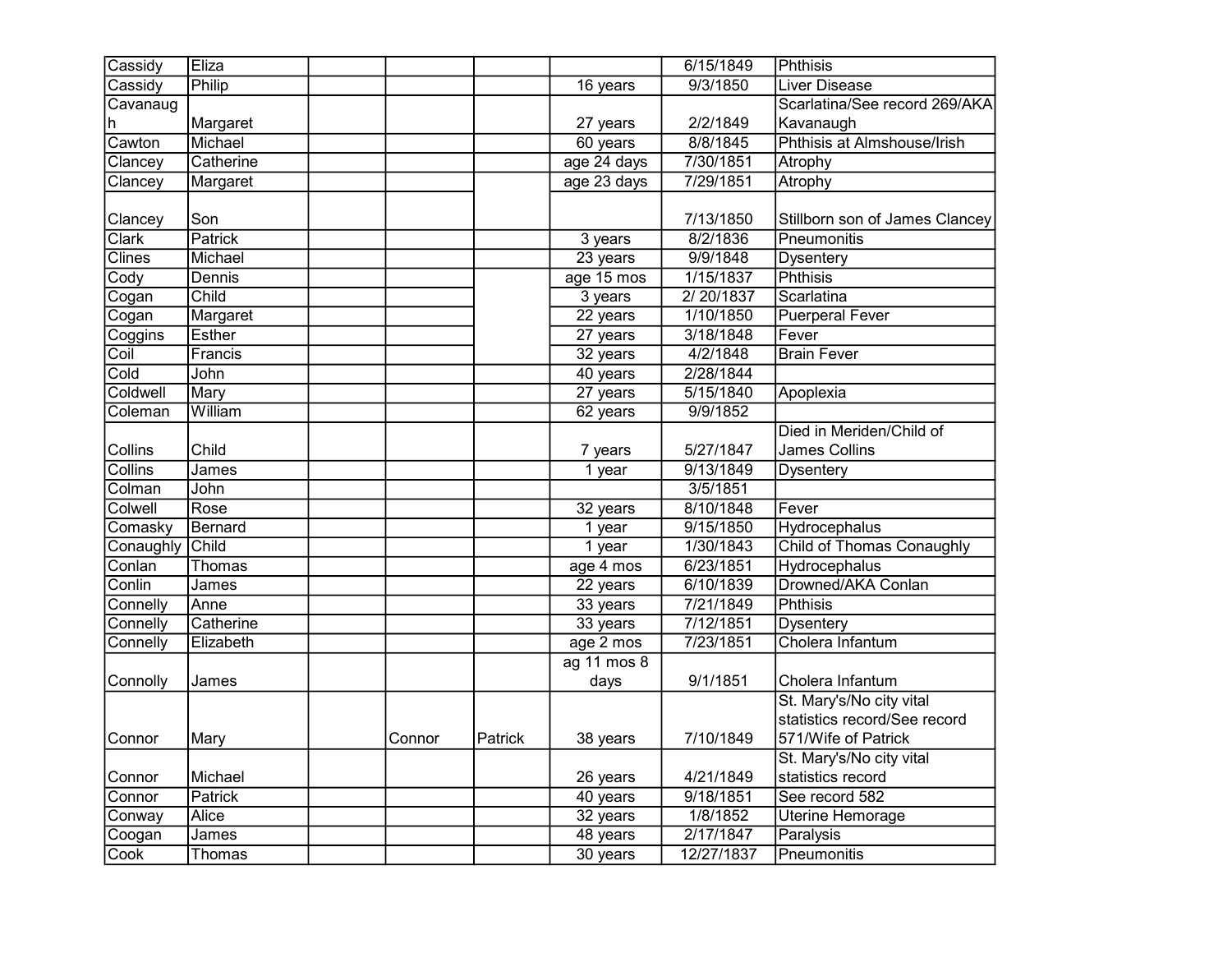| | | | | | | | |
|---|---|---|---|---|---|---|---|
| Cassidy | Eliza | | | | | 6/15/1849 | Phthisis |
| Cassidy | Philip | | | | 16 years | 9/3/1850 | Liver Disease |
| Cavanaugh | Margaret | | | | 27 years | 2/2/1849 | Scarlatina/See record 269/AKA Kavanaugh |
| Cawton | Michael | | | | 60 years | 8/8/1845 | Phthisis at Almshouse/Irish |
| Clancey | Catherine | | | | age 24 days | 7/30/1851 | Atrophy |
| Clancey | Margaret | | | | age 23 days | 7/29/1851 | Atrophy |
| Clancey | Son | | | | | 7/13/1850 | Stillborn son of James Clancey |
| Clark | Patrick | | | | 3 years | 8/2/1836 | Pneumonitis |
| Clines | Michael | | | | 23 years | 9/9/1848 | Dysentery |
| Cody | Dennis | | | | age 15 mos | 1/15/1837 | Phthisis |
| Cogan | Child | | | | 3 years | 2/ 20/1837 | Scarlatina |
| Cogan | Margaret | | | | 22 years | 1/10/1850 | Puerperal Fever |
| Coggins | Esther | | | | 27 years | 3/18/1848 | Fever |
| Coil | Francis | | | | 32 years | 4/2/1848 | Brain Fever |
| Cold | John | | | | 40 years | 2/28/1844 | |
| Coldwell | Mary | | | | 27 years | 5/15/1840 | Apoplexia |
| Coleman | William | | | | 62 years | 9/9/1852 | |
| Collins | Child | | | | 7 years | 5/27/1847 | Died in Meriden/Child of James Collins |
| Collins | James | | | | 1 year | 9/13/1849 | Dysentery |
| Colman | John | | | | | 3/5/1851 | |
| Colwell | Rose | | | | 32 years | 8/10/1848 | Fever |
| Comasky | Bernard | | | | 1 year | 9/15/1850 | Hydrocephalus |
| Conaughly | Child | | | | 1 year | 1/30/1843 | Child of Thomas Conaughly |
| Conlan | Thomas | | | | age 4 mos | 6/23/1851 | Hydrocephalus |
| Conlin | James | | | | 22 years | 6/10/1839 | Drowned/AKA Conlan |
| Connelly | Anne | | | | 33 years | 7/21/1849 | Phthisis |
| Connelly | Catherine | | | | 33 years | 7/12/1851 | Dysentery |
| Connelly | Elizabeth | | | | age 2 mos | 7/23/1851 | Cholera Infantum |
| Connolly | James | | | | ag 11 mos 8 days | 9/1/1851 | Cholera Infantum |
| Connor | Mary | | Connor | Patrick | 38 years | 7/10/1849 | St. Mary's/No city vital statistics record/See record 571/Wife of Patrick |
| Connor | Michael | | | | 26 years | 4/21/1849 | St. Mary's/No city vital statistics record |
| Connor | Patrick | | | | 40 years | 9/18/1851 | See record 582 |
| Conway | Alice | | | | 32 years | 1/8/1852 | Uterine Hemorage |
| Coogan | James | | | | 48 years | 2/17/1847 | Paralysis |
| Cook | Thomas | | | | 30 years | 12/27/1837 | Pneumonitis |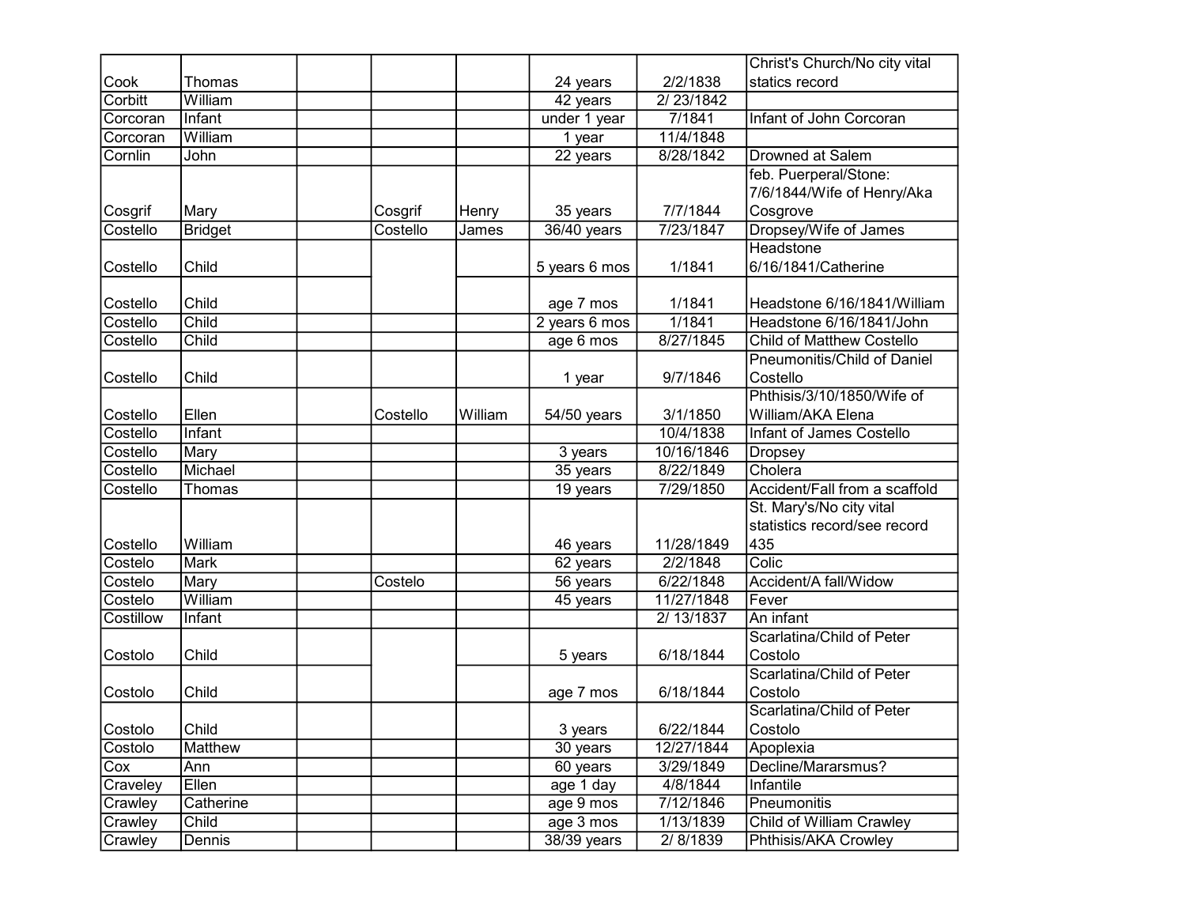| | | | | | | | |
|---|---|---|---|---|---|---|---|
| Cook | Thomas | | | | 24 years | 2/2/1838 | Christ's Church/No city vital statics record |
| Corbitt | William | | | | 42 years | 2/ 23/1842 | |
| Corcoran | Infant | | | | under 1 year | 7/1841 | Infant of John Corcoran |
| Corcoran | William | | | | 1 year | 11/4/1848 | |
| Cornlin | John | | | | 22 years | 8/28/1842 | Drowned at Salem |
| Cosgrif | Mary | | Cosgrif | Henry | 35 years | 7/7/1844 | feb. Puerperal/Stone: 7/6/1844/Wife of Henry/Aka Cosgrove |
| Costello | Bridget | | Costello | James | 36/40 years | 7/23/1847 | Dropsey/Wife of James |
| Costello | Child | | | | 5 years 6 mos | 1/1841 | Headstone 6/16/1841/Catherine |
| Costello | Child | | | | age 7 mos | 1/1841 | Headstone 6/16/1841/William |
| Costello | Child | | | | 2 years 6 mos | 1/1841 | Headstone 6/16/1841/John |
| Costello | Child | | | | age 6 mos | 8/27/1845 | Child of Matthew Costello |
| Costello | Child | | | | 1 year | 9/7/1846 | Pneumonitis/Child of Daniel Costello |
| Costello | Ellen | | Costello | William | 54/50 years | 3/1/1850 | Phthisis/3/10/1850/Wife of William/AKA Elena |
| Costello | Infant | | | | | 10/4/1838 | Infant of James Costello |
| Costello | Mary | | | | 3 years | 10/16/1846 | Dropsey |
| Costello | Michael | | | | 35 years | 8/22/1849 | Cholera |
| Costello | Thomas | | | | 19 years | 7/29/1850 | Accident/Fall from a scaffold |
| Costello | William | | | | 46 years | 11/28/1849 | St. Mary's/No city vital statistics record/see record 435 |
| Costelo | Mark | | | | 62 years | 2/2/1848 | Colic |
| Costelo | Mary | | Costelo | | 56 years | 6/22/1848 | Accident/A fall/Widow |
| Costelo | William | | | | 45 years | 11/27/1848 | Fever |
| Costillow | Infant | | | | | 2/ 13/1837 | An infant |
| Costolo | Child | | | | 5 years | 6/18/1844 | Scarlatina/Child of Peter Costolo |
| Costolo | Child | | | | age 7 mos | 6/18/1844 | Scarlatina/Child of Peter Costolo |
| Costolo | Child | | | | 3 years | 6/22/1844 | Scarlatina/Child of Peter Costolo |
| Costolo | Matthew | | | | 30 years | 12/27/1844 | Apoplexia |
| Cox | Ann | | | | 60 years | 3/29/1849 | Decline/Mararsmus? |
| Craveley | Ellen | | | | age 1 day | 4/8/1844 | Infantile |
| Crawley | Catherine | | | | age 9 mos | 7/12/1846 | Pneumonitis |
| Crawley | Child | | | | age 3 mos | 1/13/1839 | Child of William Crawley |
| Crawley | Dennis | | | | 38/39 years | 2/ 8/1839 | Phthisis/AKA Crowley |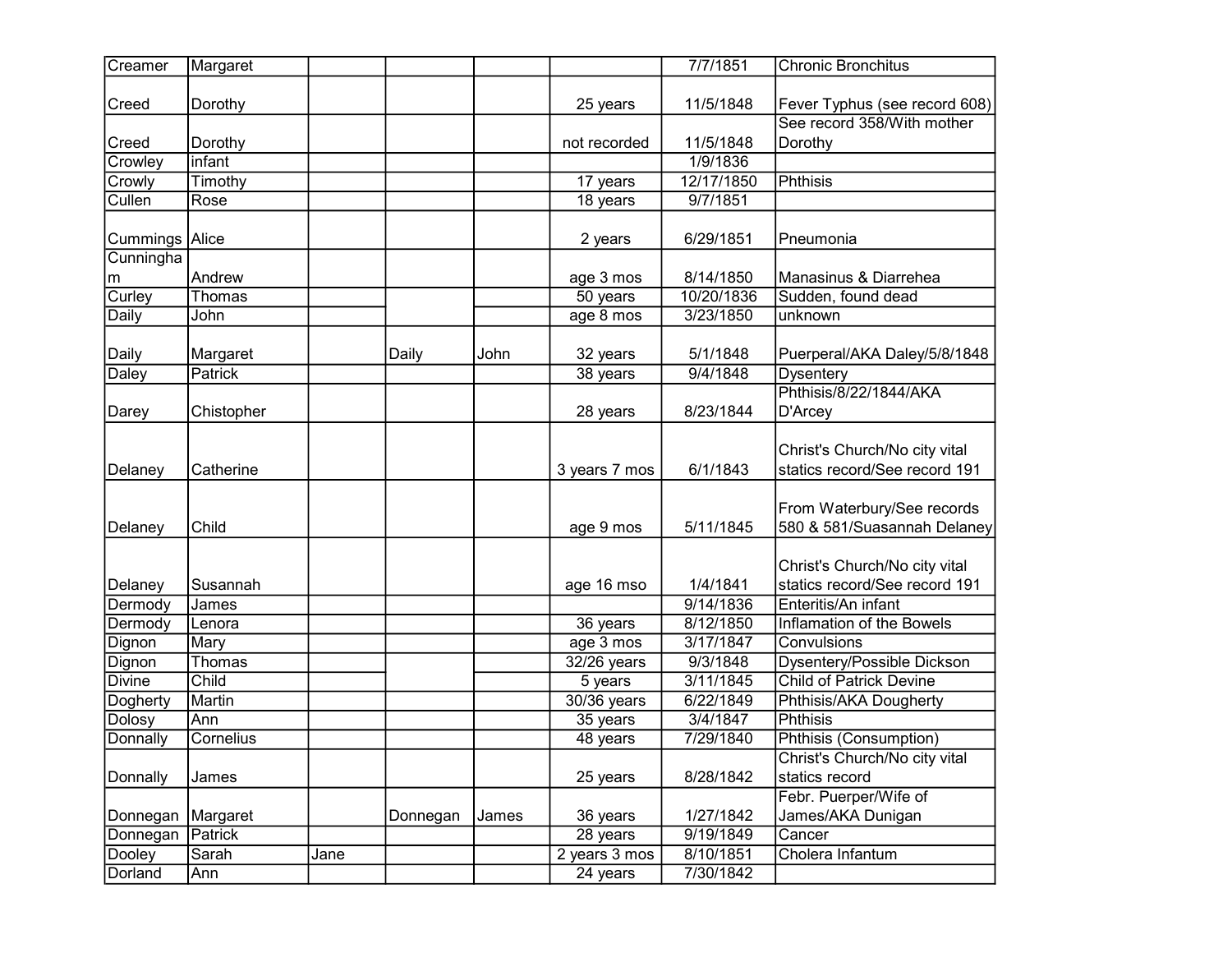| | | | | | | | |
|---|---|---|---|---|---|---|---|
| Creamer | Margaret | | | | | 7/7/1851 | Chronic Bronchitus |
| Creed | Dorothy | | | | 25 years | 11/5/1848 | Fever Typhus (see record 608) |
| Creed | Dorothy | | | | not recorded | 11/5/1848 | See record 358/With mother Dorothy |
| Crowley | infant | | | | | 1/9/1836 | |
| Crowly | Timothy | | | | 17 years | 12/17/1850 | Phthisis |
| Cullen | Rose | | | | 18 years | 9/7/1851 | |
| Cummings | Alice | | | | 2 years | 6/29/1851 | Pneumonia |
| Cunningham | Andrew | | | | age 3 mos | 8/14/1850 | Manasinus & Diarrehea |
| Curley | Thomas | | | | 50 years | 10/20/1836 | Sudden, found dead |
| Daily | John | | | | age 8 mos | 3/23/1850 | unknown |
| Daily | Margaret | | Daily | John | 32 years | 5/1/1848 | Puerperal/AKA Daley/5/8/1848 |
| Daley | Patrick | | | | 38 years | 9/4/1848 | Dysentery |
| Darey | Chistopher | | | | 28 years | 8/23/1844 | Phthisis/8/22/1844/AKA D'Arcey |
| Delaney | Catherine | | | | 3 years 7 mos | 6/1/1843 | Christ's Church/No city vital statics record/See record 191 |
| Delaney | Child | | | | age 9 mos | 5/11/1845 | From Waterbury/See records 580 & 581/Suasannah Delaney |
| Delaney | Susannah | | | | age 16 mso | 1/4/1841 | Christ's Church/No city vital statics record/See record 191 |
| Dermody | James | | | | | 9/14/1836 | Enteritis/An infant |
| Dermody | Lenora | | | | 36 years | 8/12/1850 | Inflamation of the Bowels |
| Dignon | Mary | | | | age 3 mos | 3/17/1847 | Convulsions |
| Dignon | Thomas | | | | 32/26 years | 9/3/1848 | Dysentery/Possible Dickson |
| Divine | Child | | | | 5 years | 3/11/1845 | Child of Patrick Devine |
| Dogherty | Martin | | | | 30/36 years | 6/22/1849 | Phthisis/AKA Dougherty |
| Dolosy | Ann | | | | 35 years | 3/4/1847 | Phthisis |
| Donnally | Cornelius | | | | 48 years | 7/29/1840 | Phthisis (Consumption) |
| Donnally | James | | | | 25 years | 8/28/1842 | Christ's Church/No city vital statics record |
| Donnegan | Margaret | | Donnegan | James | 36 years | 1/27/1842 | Febr. Puerper/Wife of James/AKA Dunigan |
| Donnegan | Patrick | | | | 28 years | 9/19/1849 | Cancer |
| Dooley | Sarah | Jane | | | 2 years 3 mos | 8/10/1851 | Cholera Infantum |
| Dorland | Ann | | | | 24 years | 7/30/1842 | |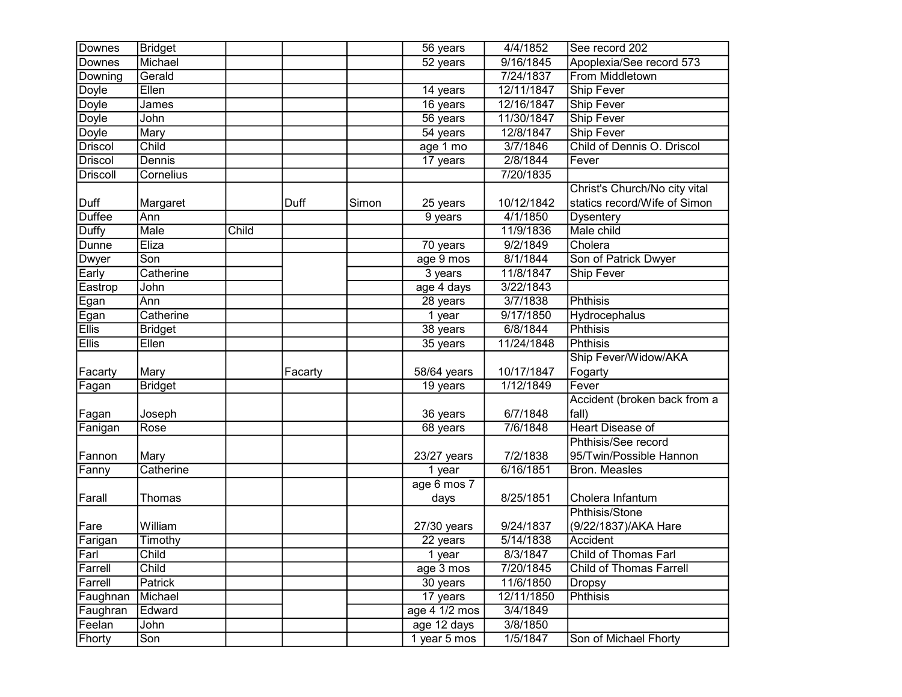| | | | | | | | |
|---|---|---|---|---|---|---|---|
| Downes | Bridget | | | | 56 years | 4/4/1852 | See record 202 |
| Downes | Michael | | | | 52 years | 9/16/1845 | Apoplexia/See record 573 |
| Downing | Gerald | | | | | 7/24/1837 | From Middletown |
| Doyle | Ellen | | | | 14 years | 12/11/1847 | Ship Fever |
| Doyle | James | | | | 16 years | 12/16/1847 | Ship Fever |
| Doyle | John | | | | 56 years | 11/30/1847 | Ship Fever |
| Doyle | Mary | | | | 54 years | 12/8/1847 | Ship Fever |
| Driscol | Child | | | | age 1 mo | 3/7/1846 | Child of Dennis O. Driscol |
| Driscol | Dennis | | | | 17 years | 2/8/1844 | Fever |
| Driscoll | Cornelius | | | | | 7/20/1835 | |
| Duff | Margaret | | Duff | Simon | 25 years | 10/12/1842 | Christ's Church/No city vital statics record/Wife of Simon |
| Duffee | Ann | | | | 9 years | 4/1/1850 | Dysentery |
| Duffy | Male | Child | | | | 11/9/1836 | Male child |
| Dunne | Eliza | | | | 70 years | 9/2/1849 | Cholera |
| Dwyer | Son | | | | age 9 mos | 8/1/1844 | Son of Patrick Dwyer |
| Early | Catherine | | | | 3 years | 11/8/1847 | Ship Fever |
| Eastrop | John | | | | age 4 days | 3/22/1843 | |
| Egan | Ann | | | | 28 years | 3/7/1838 | Phthisis |
| Egan | Catherine | | | | 1 year | 9/17/1850 | Hydrocephalus |
| Ellis | Bridget | | | | 38 years | 6/8/1844 | Phthisis |
| Ellis | Ellen | | | | 35 years | 11/24/1848 | Phthisis |
| Facarty | Mary | | Facarty | | 58/64 years | 10/17/1847 | Ship Fever/Widow/AKA Fogarty |
| Fagan | Bridget | | | | 19 years | 1/12/1849 | Fever |
| Fagan | Joseph | | | | 36 years | 6/7/1848 | Accident (broken back from a fall) |
| Fanigan | Rose | | | | 68 years | 7/6/1848 | Heart Disease of |
| Fannon | Mary | | | | 23/27 years | 7/2/1838 | Phthisis/See record 95/Twin/Possible Hannon |
| Fanny | Catherine | | | | 1 year | 6/16/1851 | Bron. Measles |
| Farall | Thomas | | | | age 6 mos 7 days | 8/25/1851 | Cholera Infantum |
| Fare | William | | | | 27/30 years | 9/24/1837 | Phthisis/Stone (9/22/1837)/AKA Hare |
| Farigan | Timothy | | | | 22 years | 5/14/1838 | Accident |
| Farl | Child | | | | 1 year | 8/3/1847 | Child of Thomas Farl |
| Farrell | Child | | | | age 3 mos | 7/20/1845 | Child of Thomas Farrell |
| Farrell | Patrick | | | | 30 years | 11/6/1850 | Dropsy |
| Faughnan | Michael | | | | 17 years | 12/11/1850 | Phthisis |
| Faughran | Edward | | | | age 4 1/2 mos | 3/4/1849 | |
| Feelan | John | | | | age 12 days | 3/8/1850 | |
| Fhorty | Son | | | | 1 year 5 mos | 1/5/1847 | Son of Michael Fhorty |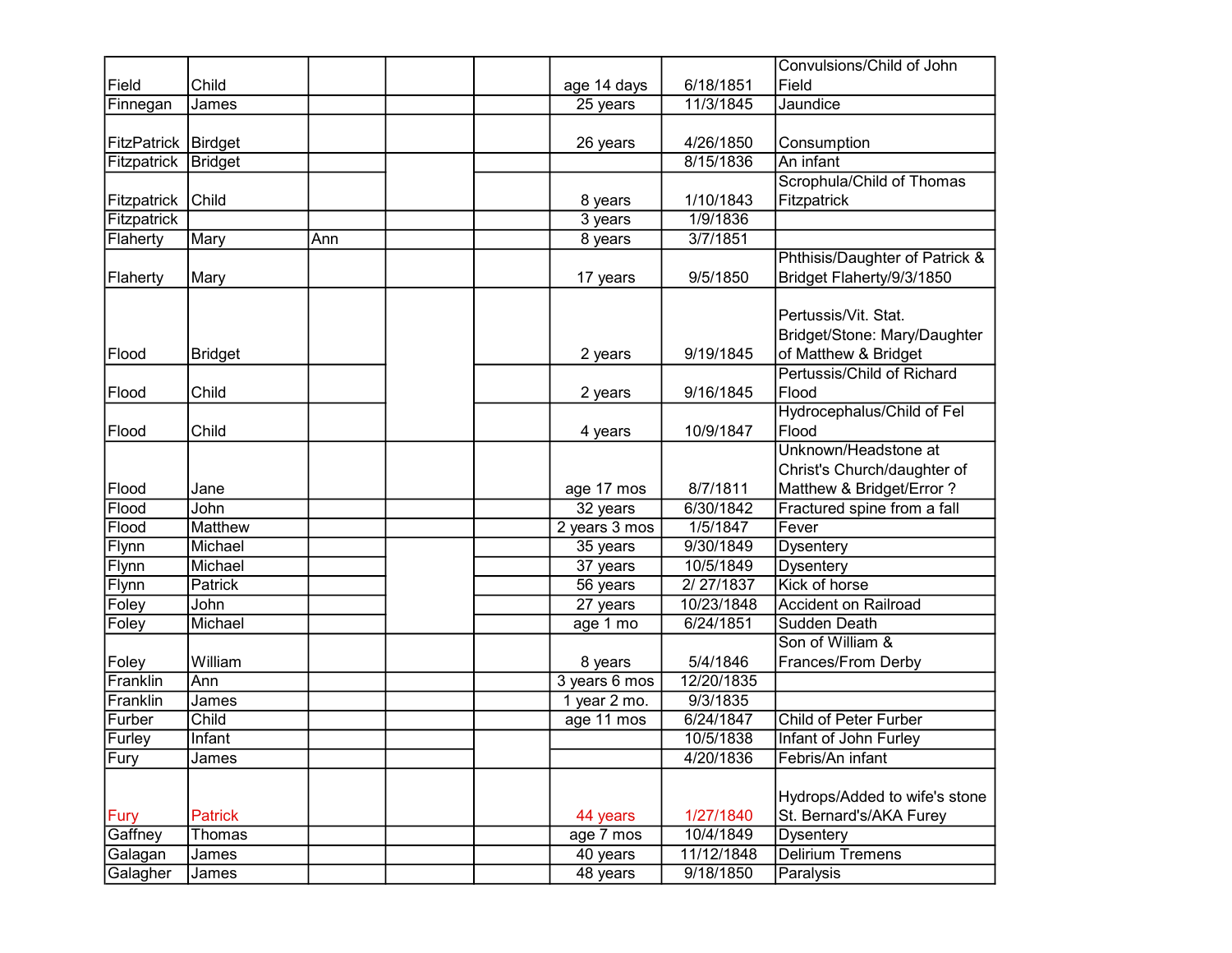| | | | | | | | |
|---|---|---|---|---|---|---|---|
| Field | Child | | | | age 14 days | 6/18/1851 | Convulsions/Child of John Field |
| Finnegan | James | | | | 25 years | 11/3/1845 | Jaundice |
| FitzPatrick | Birdget | | | | 26 years | 4/26/1850 | Consumption |
| Fitzpatrick | Bridget | | | | | 8/15/1836 | An infant |
| Fitzpatrick | Child | | | | 8 years | 1/10/1843 | Scrophula/Child of Thomas Fitzpatrick |
| Fitzpatrick | | | | | 3 years | 1/9/1836 | |
| Flaherty | Mary | Ann | | | 8 years | 3/7/1851 | |
| Flaherty | Mary | | | | 17 years | 9/5/1850 | Phthisis/Daughter of Patrick & Bridget Flaherty/9/3/1850 |
| Flood | Bridget | | | | 2 years | 9/19/1845 | Pertussis/Vit. Stat. Bridget/Stone: Mary/Daughter of Matthew & Bridget |
| Flood | Child | | | | 2 years | 9/16/1845 | Pertussis/Child of Richard Flood |
| Flood | Child | | | | 4 years | 10/9/1847 | Hydrocephalus/Child of Fel Flood |
| Flood | Jane | | | | age 17 mos | 8/7/1811 | Unknown/Headstone at Christ's Church/daughter of Matthew & Bridget/Error ? |
| Flood | John | | | | 32 years | 6/30/1842 | Fractured spine from a fall |
| Flood | Matthew | | | | 2 years 3 mos | 1/5/1847 | Fever |
| Flynn | Michael | | | | 35 years | 9/30/1849 | Dysentery |
| Flynn | Michael | | | | 37 years | 10/5/1849 | Dysentery |
| Flynn | Patrick | | | | 56 years | 2/ 27/1837 | Kick of horse |
| Foley | John | | | | 27 years | 10/23/1848 | Accident on Railroad |
| Foley | Michael | | | | age 1 mo | 6/24/1851 | Sudden Death |
| Foley | William | | | | 8 years | 5/4/1846 | Son of William & Frances/From Derby |
| Franklin | Ann | | | | 3 years 6 mos | 12/20/1835 | |
| Franklin | James | | | | 1 year 2 mo. | 9/3/1835 | |
| Furber | Child | | | | age 11 mos | 6/24/1847 | Child of Peter Furber |
| Furley | Infant | | | | | 10/5/1838 | Infant of John Furley |
| Fury | James | | | | | 4/20/1836 | Febris/An infant |
| Fury | Patrick | | | | 44 years | 1/27/1840 | Hydrops/Added to wife's stone St. Bernard's/AKA Furey |
| Gaffney | Thomas | | | | age 7 mos | 10/4/1849 | Dysentery |
| Galagan | James | | | | 40 years | 11/12/1848 | Delirium Tremens |
| Galagher | James | | | | 48 years | 9/18/1850 | Paralysis |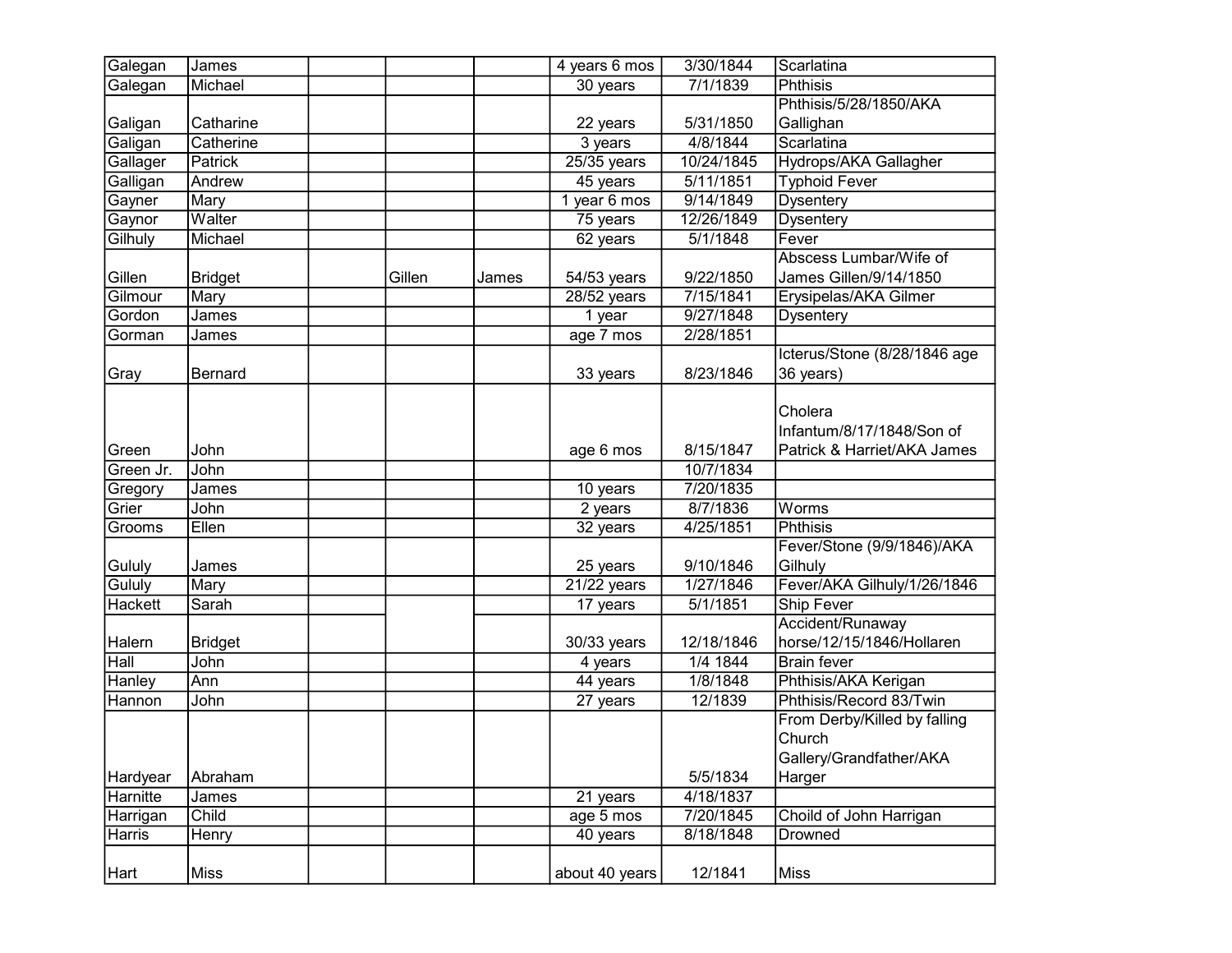| | | | | | | | |
|---|---|---|---|---|---|---|---|
| Galegan | James | | | | 4 years 6 mos | 3/30/1844 | Scarlatina |
| Galegan | Michael | | | | 30 years | 7/1/1839 | Phthisis |
| Galigan | Catharine | | | | 22 years | 5/31/1850 | Phthisis/5/28/1850/AKA Gallighan |
| Galigan | Catherine | | | | 3 years | 4/8/1844 | Scarlatina |
| Gallager | Patrick | | | | 25/35 years | 10/24/1845 | Hydrops/AKA Gallagher |
| Galligan | Andrew | | | | 45 years | 5/11/1851 | Typhoid Fever |
| Gayner | Mary | | | | 1 year 6 mos | 9/14/1849 | Dysentery |
| Gaynor | Walter | | | | 75 years | 12/26/1849 | Dysentery |
| Gilhuly | Michael | | | | 62 years | 5/1/1848 | Fever |
| Gillen | Bridget | | Gillen | James | 54/53 years | 9/22/1850 | Abscess Lumbar/Wife of James Gillen/9/14/1850 |
| Gilmour | Mary | | | | 28/52 years | 7/15/1841 | Erysipelas/AKA Gilmer |
| Gordon | James | | | | 1 year | 9/27/1848 | Dysentery |
| Gorman | James | | | | age 7 mos | 2/28/1851 | |
| Gray | Bernard | | | | 33 years | 8/23/1846 | Icterus/Stone (8/28/1846 age 36 years) |
| Green | John | | | | age 6 mos | 8/15/1847 | Cholera Infantum/8/17/1848/Son of Patrick & Harriet/AKA James |
| Green Jr. | John | | | | | 10/7/1834 | |
| Gregory | James | | | | 10 years | 7/20/1835 | |
| Grier | John | | | | 2 years | 8/7/1836 | Worms |
| Grooms | Ellen | | | | 32 years | 4/25/1851 | Phthisis |
| Gululy | James | | | | 25 years | 9/10/1846 | Fever/Stone (9/9/1846)/AKA Gilhuly |
| Gululy | Mary | | | | 21/22 years | 1/27/1846 | Fever/AKA Gilhuly/1/26/1846 |
| Hackett | Sarah | | | | 17 years | 5/1/1851 | Ship Fever |
| Halern | Bridget | | | | 30/33 years | 12/18/1846 | Accident/Runaway horse/12/15/1846/Hollaren |
| Hall | John | | | | 4 years | 1/4 1844 | Brain fever |
| Hanley | Ann | | | | 44 years | 1/8/1848 | Phthisis/AKA Kerigan |
| Hannon | John | | | | 27 years | 12/1839 | Phthisis/Record 83/Twin |
| Hardyear | Abraham | | | | | 5/5/1834 | From Derby/Killed by falling Church Gallery/Grandfather/AKA Harger |
| Harnitte | James | | | | 21 years | 4/18/1837 | |
| Harrigan | Child | | | | age 5 mos | 7/20/1845 | Choild of John Harrigan |
| Harris | Henry | | | | 40 years | 8/18/1848 | Drowned |
| Hart | Miss | | | | about 40 years | 12/1841 | Miss |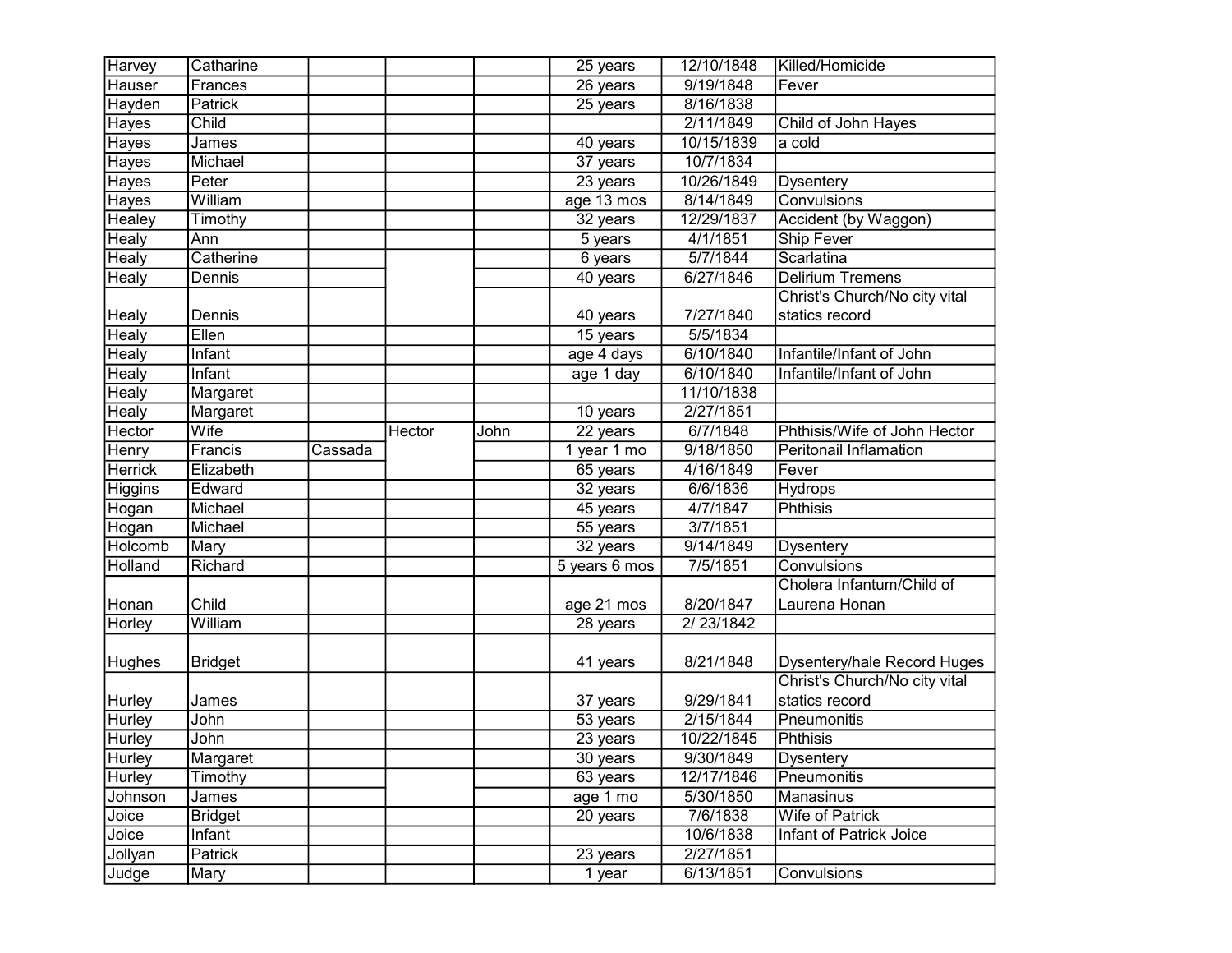| | | | | | | | |
|---|---|---|---|---|---|---|---|
| Harvey | Catharine | | | | 25 years | 12/10/1848 | Killed/Homicide |
| Hauser | Frances | | | | 26 years | 9/19/1848 | Fever |
| Hayden | Patrick | | | | 25 years | 8/16/1838 | |
| Hayes | Child | | | | | 2/11/1849 | Child of John Hayes |
| Hayes | James | | | | 40 years | 10/15/1839 | a cold |
| Hayes | Michael | | | | 37 years | 10/7/1834 | |
| Hayes | Peter | | | | 23 years | 10/26/1849 | Dysentery |
| Hayes | William | | | | age 13 mos | 8/14/1849 | Convulsions |
| Healey | Timothy | | | | 32 years | 12/29/1837 | Accident (by Waggon) |
| Healy | Ann | | | | 5 years | 4/1/1851 | Ship Fever |
| Healy | Catherine | | | | 6 years | 5/7/1844 | Scarlatina |
| Healy | Dennis | | | | 40 years | 6/27/1846 | Delirium Tremens |
| Healy | Dennis | | | | 40 years | 7/27/1840 | Christ's Church/No city vital statics record |
| Healy | Ellen | | | | 15 years | 5/5/1834 | |
| Healy | Infant | | | | age 4 days | 6/10/1840 | Infantile/Infant of John |
| Healy | Infant | | | | age 1 day | 6/10/1840 | Infantile/Infant of John |
| Healy | Margaret | | | | | 11/10/1838 | |
| Healy | Margaret | | | | 10 years | 2/27/1851 | |
| Hector | Wife | | Hector | John | 22 years | 6/7/1848 | Phthisis/Wife of John Hector |
| Henry | Francis | Cassada | | | 1 year 1 mo | 9/18/1850 | Peritonail Inflamation |
| Herrick | Elizabeth | | | | 65 years | 4/16/1849 | Fever |
| Higgins | Edward | | | | 32 years | 6/6/1836 | Hydrops |
| Hogan | Michael | | | | 45 years | 4/7/1847 | Phthisis |
| Hogan | Michael | | | | 55 years | 3/7/1851 | |
| Holcomb | Mary | | | | 32 years | 9/14/1849 | Dysentery |
| Holland | Richard | | | | 5 years 6 mos | 7/5/1851 | Convulsions |
| Honan | Child | | | | age 21 mos | 8/20/1847 | Cholera Infantum/Child of Laurena Honan |
| Horley | William | | | | 28 years | 2/ 23/1842 | |
| Hughes | Bridget | | | | 41 years | 8/21/1848 | Dysentery/hale Record Huges |
| Hurley | James | | | | 37 years | 9/29/1841 | Christ's Church/No city vital statics record |
| Hurley | John | | | | 53 years | 2/15/1844 | Pneumonitis |
| Hurley | John | | | | 23 years | 10/22/1845 | Phthisis |
| Hurley | Margaret | | | | 30 years | 9/30/1849 | Dysentery |
| Hurley | Timothy | | | | 63 years | 12/17/1846 | Pneumonitis |
| Johnson | James | | | | age 1 mo | 5/30/1850 | Manasinus |
| Joice | Bridget | | | | 20 years | 7/6/1838 | Wife of Patrick |
| Joice | Infant | | | | | 10/6/1838 | Infant of Patrick Joice |
| Jollyan | Patrick | | | | 23 years | 2/27/1851 | |
| Judge | Mary | | | | 1 year | 6/13/1851 | Convulsions |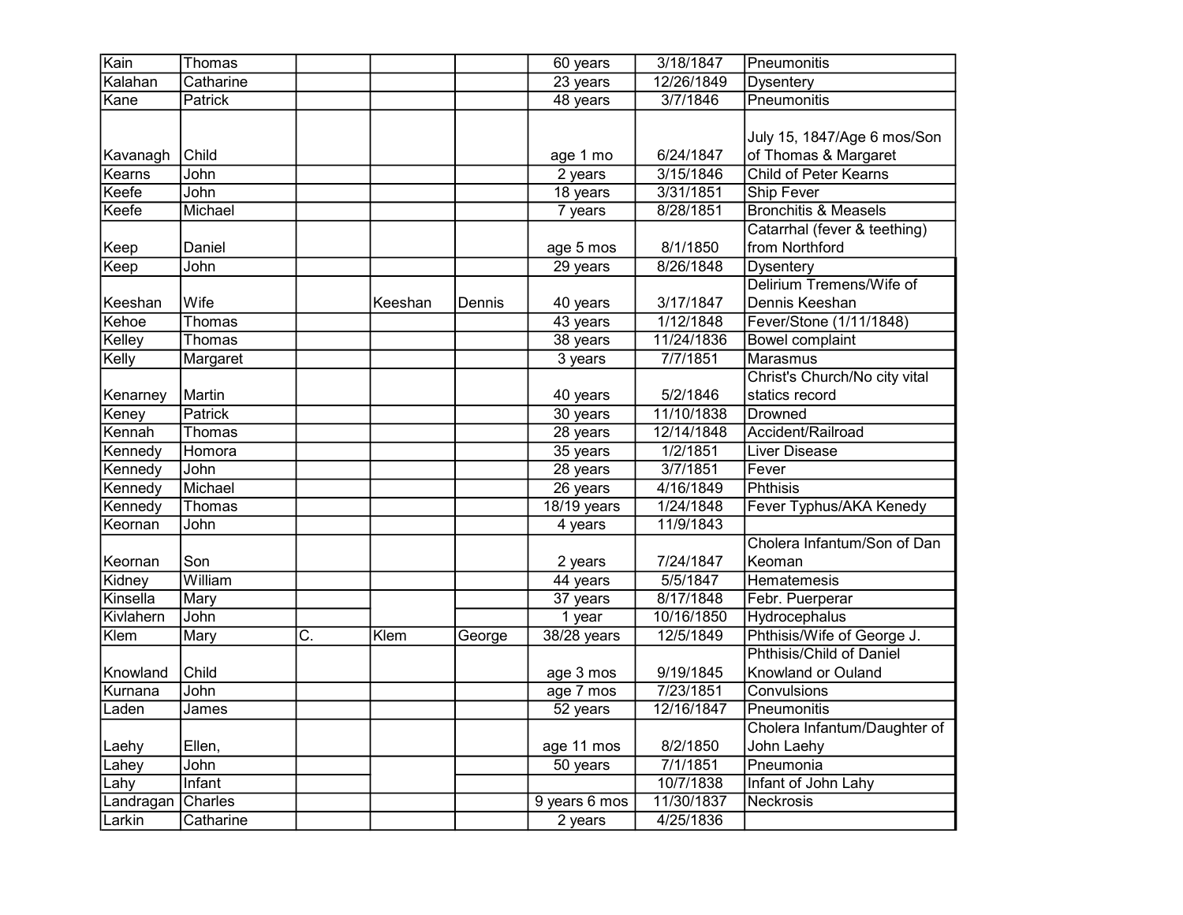| | | | | | | | |
|---|---|---|---|---|---|---|---|
| Kain | Thomas | | | | 60 years | 3/18/1847 | Pneumonitis |
| Kalahan | Catharine | | | | 23 years | 12/26/1849 | Dysentery |
| Kane | Patrick | | | | 48 years | 3/7/1846 | Pneumonitis |
| Kavanagh | Child | | | | age 1 mo | 6/24/1847 | July 15, 1847/Age 6 mos/Son of Thomas & Margaret |
| Kearns | John | | | | 2 years | 3/15/1846 | Child of Peter Kearns |
| Keefe | John | | | | 18 years | 3/31/1851 | Ship Fever |
| Keefe | Michael | | | | 7 years | 8/28/1851 | Bronchitis & Measels |
| Keep | Daniel | | | | age 5 mos | 8/1/1850 | Catarrhal (fever & teething) from Northford |
| Keep | John | | | | 29 years | 8/26/1848 | Dysentery |
| Keeshan | Wife | | Keeshan | Dennis | 40 years | 3/17/1847 | Delirium Tremens/Wife of Dennis Keeshan |
| Kehoe | Thomas | | | | 43 years | 1/12/1848 | Fever/Stone (1/11/1848) |
| Kelley | Thomas | | | | 38 years | 11/24/1836 | Bowel complaint |
| Kelly | Margaret | | | | 3 years | 7/7/1851 | Marasmus |
| Kenarney | Martin | | | | 40 years | 5/2/1846 | Christ's Church/No city vital statics record |
| Keney | Patrick | | | | 30 years | 11/10/1838 | Drowned |
| Kennah | Thomas | | | | 28 years | 12/14/1848 | Accident/Railroad |
| Kennedy | Homora | | | | 35 years | 1/2/1851 | Liver Disease |
| Kennedy | John | | | | 28 years | 3/7/1851 | Fever |
| Kennedy | Michael | | | | 26 years | 4/16/1849 | Phthisis |
| Kennedy | Thomas | | | | 18/19 years | 1/24/1848 | Fever Typhus/AKA Kenedy |
| Keornan | John | | | | 4 years | 11/9/1843 | |
| Keornan | Son | | | | 2 years | 7/24/1847 | Cholera Infantum/Son of Dan Keoman |
| Kidney | William | | | | 44 years | 5/5/1847 | Hematemesis |
| Kinsella | Mary | | | | 37 years | 8/17/1848 | Febr. Puerperar |
| Kivlahern | John | | | | 1 year | 10/16/1850 | Hydrocephalus |
| Klem | Mary | C. | Klem | George | 38/28 years | 12/5/1849 | Phthisis/Wife of George J. |
| Knowland | Child | | | | age 3 mos | 9/19/1845 | Phthisis/Child of Daniel Knowland or Ouland |
| Kurnana | John | | | | age 7 mos | 7/23/1851 | Convulsions |
| Laden | James | | | | 52 years | 12/16/1847 | Pneumonitis |
| Laehy | Ellen, | | | | age 11 mos | 8/2/1850 | Cholera Infantum/Daughter of John Laehy |
| Lahey | John | | | | 50 years | 7/1/1851 | Pneumonia |
| Lahy | Infant | | | | | 10/7/1838 | Infant of John Lahy |
| Landragan | Charles | | | | 9 years 6 mos | 11/30/1837 | Neckrosis |
| Larkin | Catharine | | | | 2 years | 4/25/1836 | |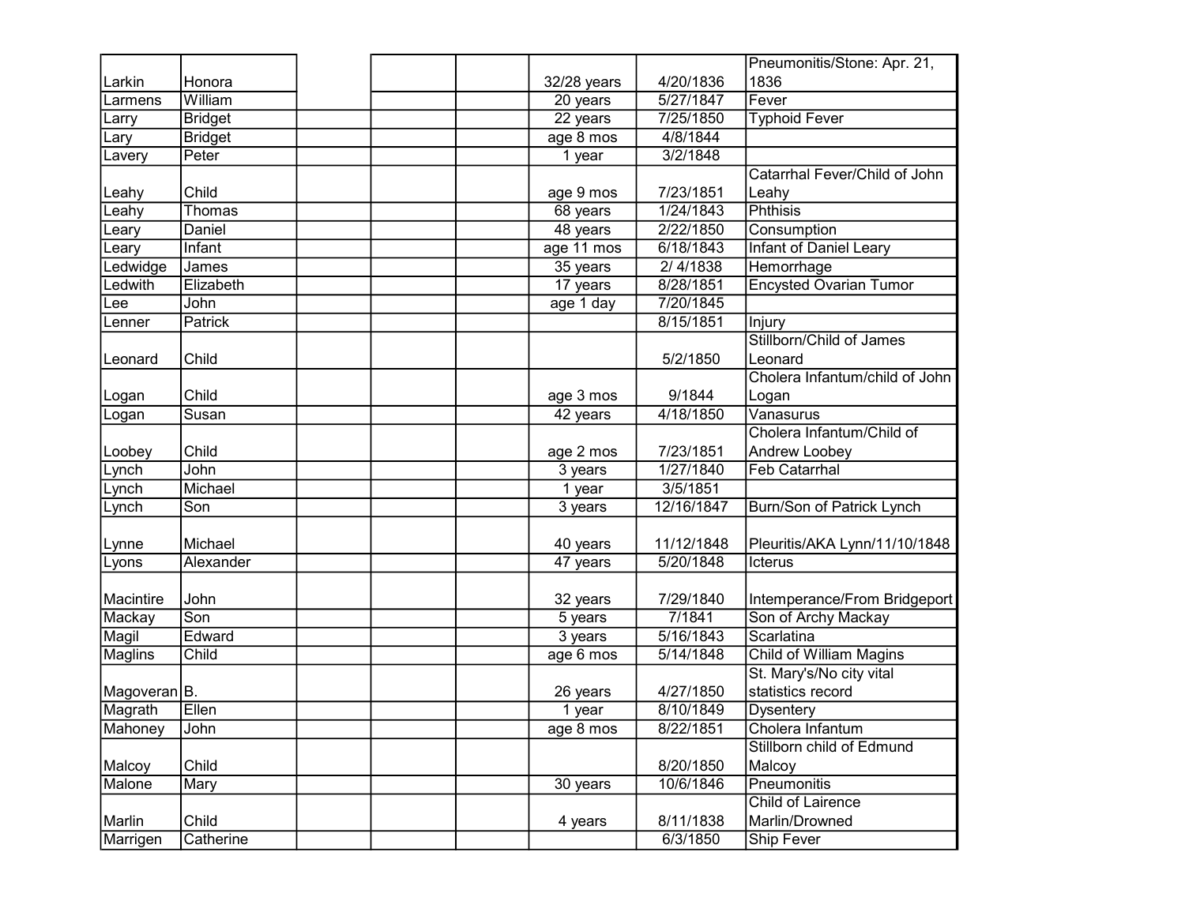| | | | | | | | |
|---|---|---|---|---|---|---|---|
| Larkin | Honora | | | | 32/28 years | 4/20/1836 | Pneumonitis/Stone: Apr. 21, 1836 |
| Larmens | William | | | | 20 years | 5/27/1847 | Fever |
| Larry | Bridget | | | | 22 years | 7/25/1850 | Typhoid Fever |
| Lary | Bridget | | | | age 8 mos | 4/8/1844 | |
| Lavery | Peter | | | | 1 year | 3/2/1848 | |
| Leahy | Child | | | | age 9 mos | 7/23/1851 | Catarrhal Fever/Child of John Leahy |
| Leahy | Thomas | | | | 68 years | 1/24/1843 | Phthisis |
| Leary | Daniel | | | | 48 years | 2/22/1850 | Consumption |
| Leary | Infant | | | | age 11 mos | 6/18/1843 | Infant of Daniel Leary |
| Ledwidge | James | | | | 35 years | 2/ 4/1838 | Hemorrhage |
| Ledwith | Elizabeth | | | | 17 years | 8/28/1851 | Encysted Ovarian Tumor |
| Lee | John | | | | age 1 day | 7/20/1845 | |
| Lenner | Patrick | | | | | 8/15/1851 | Injury |
| Leonard | Child | | | | | 5/2/1850 | Stillborn/Child of James Leonard |
| Logan | Child | | | | age 3 mos | 9/1844 | Cholera Infantum/child of John Logan |
| Logan | Susan | | | | 42 years | 4/18/1850 | Vanasurus |
| Loobey | Child | | | | age 2 mos | 7/23/1851 | Cholera Infantum/Child of Andrew Loobey |
| Lynch | John | | | | 3 years | 1/27/1840 | Feb Catarrhal |
| Lynch | Michael | | | | 1 year | 3/5/1851 | |
| Lynch | Son | | | | 3 years | 12/16/1847 | Burn/Son of Patrick Lynch |
| Lynne | Michael | | | | 40 years | 11/12/1848 | Pleuritis/AKA Lynn/11/10/1848 |
| Lyons | Alexander | | | | 47 years | 5/20/1848 | Icterus |
| Macintire | John | | | | 32 years | 7/29/1840 | Intemperance/From Bridgeport |
| Mackay | Son | | | | 5 years | 7/1841 | Son of Archy Mackay |
| Magil | Edward | | | | 3 years | 5/16/1843 | Scarlatina |
| Maglins | Child | | | | age 6 mos | 5/14/1848 | Child of William Magins |
| Magoveran | B. | | | | 26 years | 4/27/1850 | St. Mary's/No city vital statistics record |
| Magrath | Ellen | | | | 1 year | 8/10/1849 | Dysentery |
| Mahoney | John | | | | age 8 mos | 8/22/1851 | Cholera Infantum |
| Malcoy | Child | | | | | 8/20/1850 | Stillborn child of Edmund Malcoy |
| Malone | Mary | | | | 30 years | 10/6/1846 | Pneumonitis |
| Marlin | Child | | | | 4 years | 8/11/1838 | Child of Lairence Marlin/Drowned |
| Marrigen | Catherine | | | | | 6/3/1850 | Ship Fever |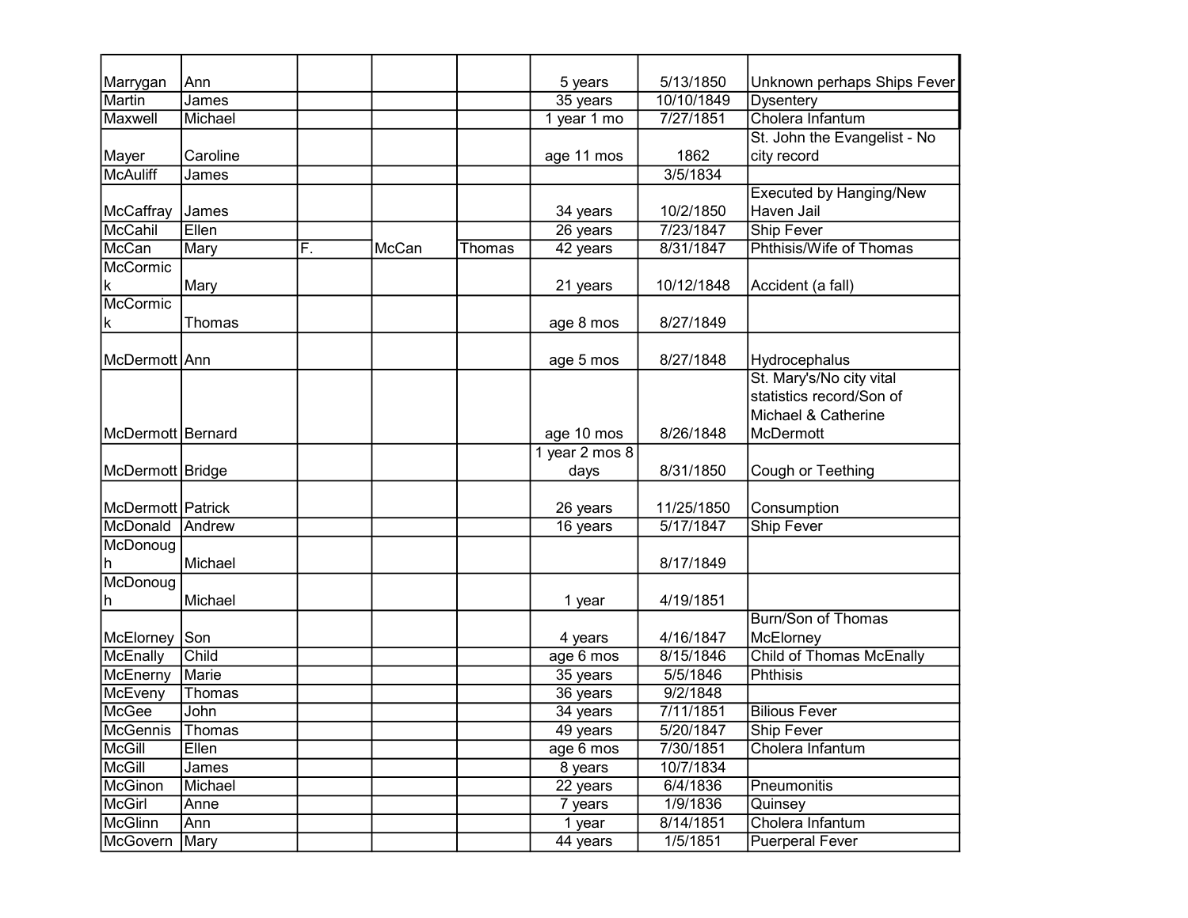| | | | | | | | |
|---|---|---|---|---|---|---|---|
| Marrygan | Ann | | | | 5 years | 5/13/1850 | Unknown perhaps Ships Fever |
| Martin | James | | | | 35 years | 10/10/1849 | Dysentery |
| Maxwell | Michael | | | | 1 year 1 mo | 7/27/1851 | Cholera Infantum |
| Mayer | Caroline | | | | age 11 mos | 1862 | St. John the Evangelist - No city record |
| McAuliff | James | | | | | 3/5/1834 | |
| McCaffray | James | | | | 34 years | 10/2/1850 | Executed by Hanging/New Haven Jail |
| McCahil | Ellen | | | | 26 years | 7/23/1847 | Ship Fever |
| McCan | Mary | F. | McCan | Thomas | 42 years | 8/31/1847 | Phthisis/Wife of Thomas |
| McCormick | Mary | | | | 21 years | 10/12/1848 | Accident (a fall) |
| McCormick | Thomas | | | | age 8 mos | 8/27/1849 | |
| McDermott | Ann | | | | age 5 mos | 8/27/1848 | Hydrocephalus |
| McDermott | Bernard | | | | age 10 mos | 8/26/1848 | St. Mary's/No city vital statistics record/Son of Michael & Catherine McDermott |
| McDermott | Bridge | | | | 1 year 2 mos 8 days | 8/31/1850 | Cough or Teething |
| McDermott | Patrick | | | | 26 years | 11/25/1850 | Consumption |
| McDonald | Andrew | | | | 16 years | 5/17/1847 | Ship Fever |
| McDonough | Michael | | | | | 8/17/1849 | |
| McDonough | Michael | | | | 1 year | 4/19/1851 | |
| McElorney | Son | | | | 4 years | 4/16/1847 | Burn/Son of Thomas McElorney |
| McEnally | Child | | | | age 6 mos | 8/15/1846 | Child of Thomas McEnally |
| McEnerny | Marie | | | | 35 years | 5/5/1846 | Phthisis |
| McEveny | Thomas | | | | 36 years | 9/2/1848 | |
| McGee | John | | | | 34 years | 7/11/1851 | Bilious Fever |
| McGennis | Thomas | | | | 49 years | 5/20/1847 | Ship Fever |
| McGill | Ellen | | | | age 6 mos | 7/30/1851 | Cholera Infantum |
| McGill | James | | | | 8 years | 10/7/1834 | |
| McGinon | Michael | | | | 22 years | 6/4/1836 | Pneumonitis |
| McGirl | Anne | | | | 7 years | 1/9/1836 | Quinsey |
| McGlinn | Ann | | | | 1 year | 8/14/1851 | Cholera Infantum |
| McGovern | Mary | | | | 44 years | 1/5/1851 | Puerperal Fever |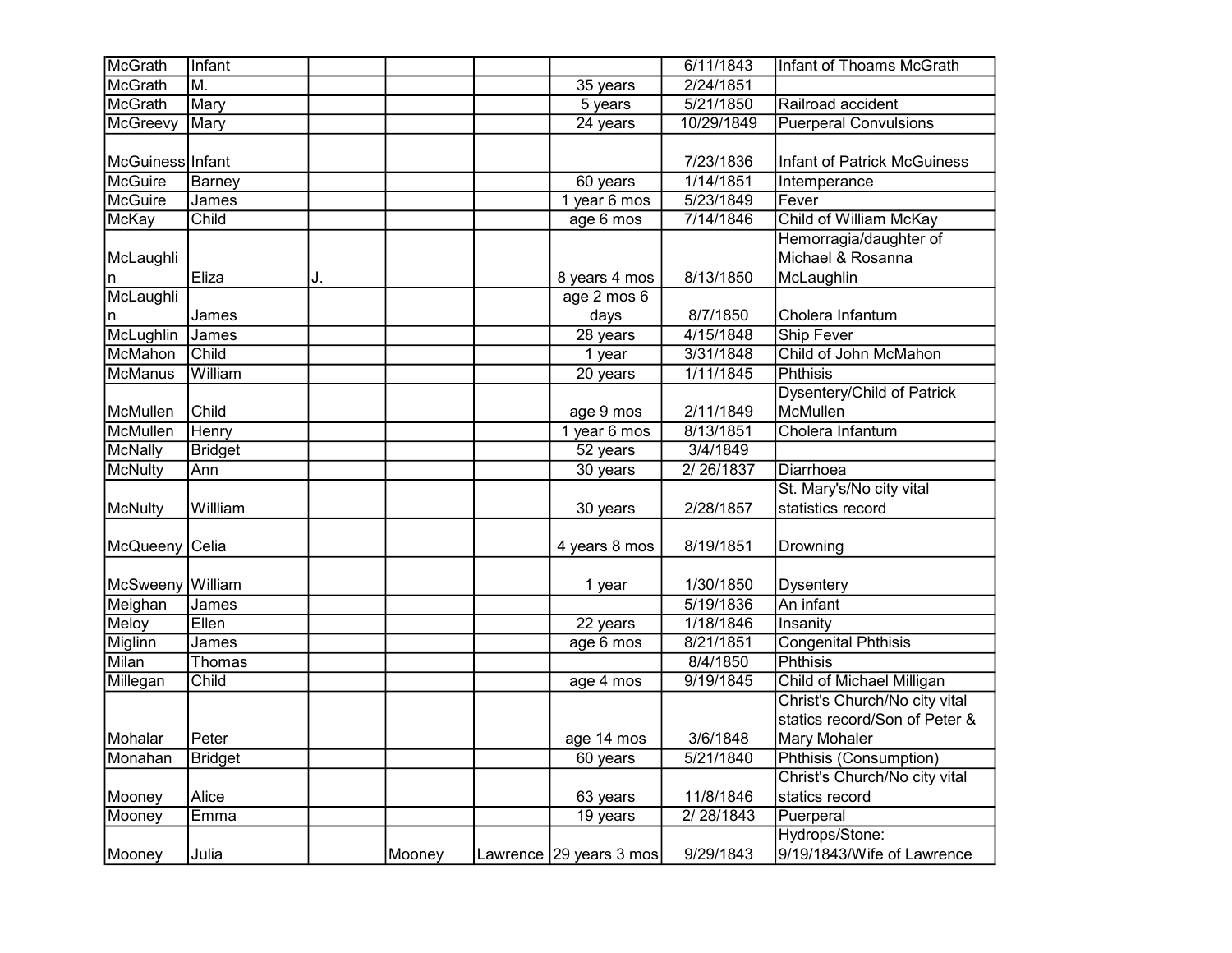| | | | | | | | |
|---|---|---|---|---|---|---|---|
| McGrath | Infant | | | | | 6/11/1843 | Infant of Thoams McGrath |
| McGrath | M. | | | | 35 years | 2/24/1851 | |
| McGrath | Mary | | | | 5 years | 5/21/1850 | Railroad accident |
| McGreevy | Mary | | | | 24 years | 10/29/1849 | Puerperal Convulsions |
| McGuiness | Infant | | | | | 7/23/1836 | Infant of Patrick McGuiness |
| McGuire | Barney | | | | 60 years | 1/14/1851 | Intemperance |
| McGuire | James | | | | 1 year 6 mos | 5/23/1849 | Fever |
| McKay | Child | | | | age 6 mos | 7/14/1846 | Child of William McKay |
| McLaughlin | Eliza | J. | | | 8 years 4 mos | 8/13/1850 | Hemorragia/daughter of Michael & Rosanna McLaughlin |
| McLaughlin | James | | | | age 2 mos 6 days | 8/7/1850 | Cholera Infantum |
| McLughlin | James | | | | 28 years | 4/15/1848 | Ship Fever |
| McMahon | Child | | | | 1 year | 3/31/1848 | Child of John McMahon |
| McManus | William | | | | 20 years | 1/11/1845 | Phthisis |
| McMullen | Child | | | | age 9 mos | 2/11/1849 | Dysentery/Child of Patrick McMullen |
| McMullen | Henry | | | | 1 year 6 mos | 8/13/1851 | Cholera Infantum |
| McNally | Bridget | | | | 52 years | 3/4/1849 | |
| McNulty | Ann | | | | 30 years | 2/ 26/1837 | Diarrhoea |
| McNulty | Willliam | | | | 30 years | 2/28/1857 | St. Mary's/No city vital statistics record |
| McQueeny | Celia | | | | 4 years 8 mos | 8/19/1851 | Drowning |
| McSweeny | William | | | | 1 year | 1/30/1850 | Dysentery |
| Meighan | James | | | | | 5/19/1836 | An infant |
| Meloy | Ellen | | | | 22 years | 1/18/1846 | Insanity |
| Miglinn | James | | | | age 6 mos | 8/21/1851 | Congenital Phthisis |
| Milan | Thomas | | | | | 8/4/1850 | Phthisis |
| Millegan | Child | | | | age 4 mos | 9/19/1845 | Child of Michael Milligan |
| Mohalar | Peter | | | | age 14 mos | 3/6/1848 | Christ's Church/No city vital statics record/Son of Peter & Mary Mohaler |
| Monahan | Bridget | | | | 60 years | 5/21/1840 | Phthisis (Consumption) |
| Mooney | Alice | | | | 63 years | 11/8/1846 | Christ's Church/No city vital statics record |
| Mooney | Emma | | | | 19 years | 2/ 28/1843 | Puerperal |
| Mooney | Julia | | Mooney | Lawrence | 29 years 3 mos | 9/29/1843 | Hydrops/Stone: 9/19/1843/Wife of Lawrence |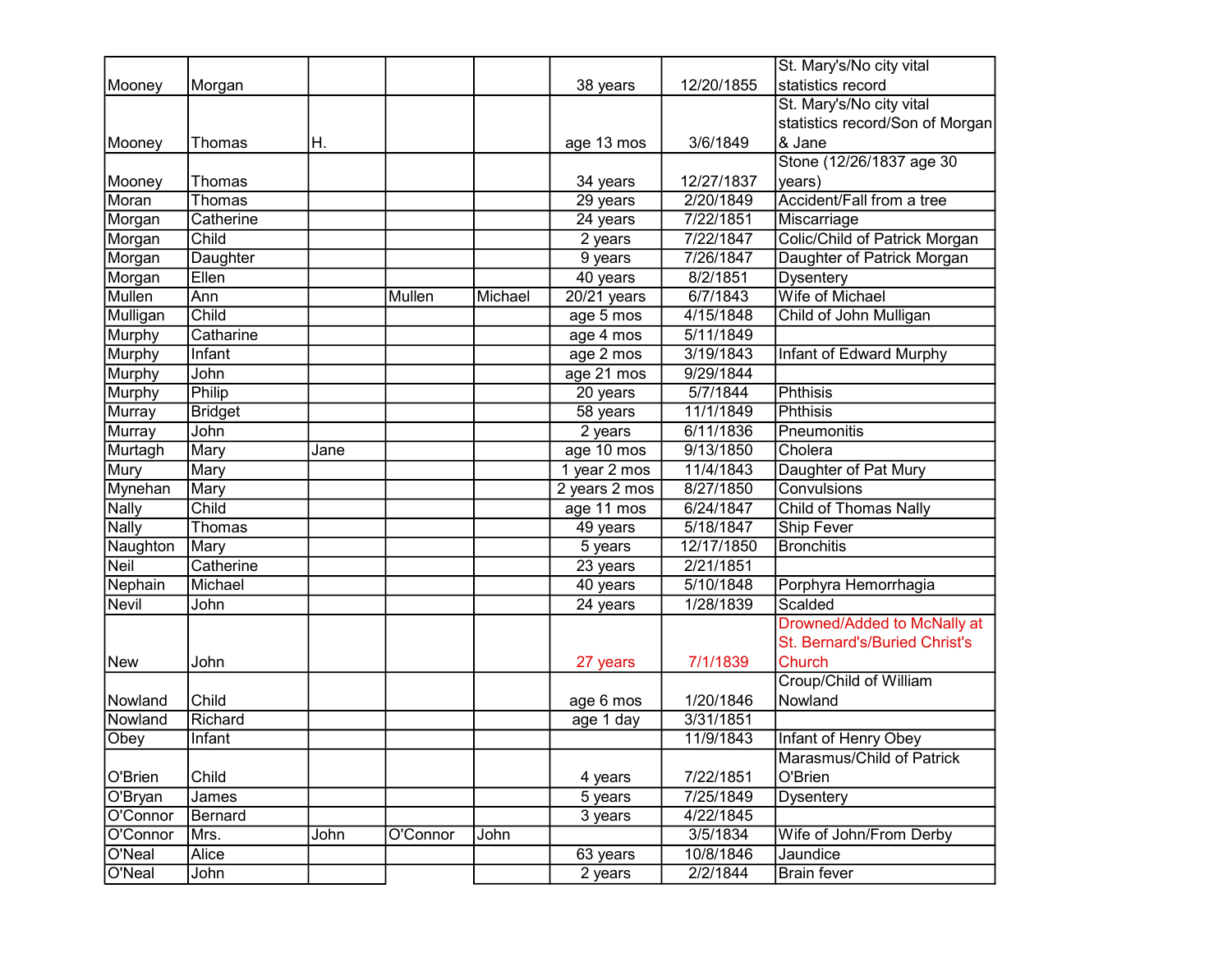| | | | | | | | |
|---|---|---|---|---|---|---|---|
| Mooney | Morgan | | | | 38 years | 12/20/1855 | St. Mary's/No city vital statistics record |
| Mooney | Thomas | H. | | | age 13 mos | 3/6/1849 | St. Mary's/No city vital statistics record/Son of Morgan & Jane |
| Mooney | Thomas | | | | 34 years | 12/27/1837 | Stone (12/26/1837 age 30 years) |
| Moran | Thomas | | | | 29 years | 2/20/1849 | Accident/Fall from a tree |
| Morgan | Catherine | | | | 24 years | 7/22/1851 | Miscarriage |
| Morgan | Child | | | | 2 years | 7/22/1847 | Colic/Child of Patrick Morgan |
| Morgan | Daughter | | | | 9 years | 7/26/1847 | Daughter of Patrick Morgan |
| Morgan | Ellen | | | | 40 years | 8/2/1851 | Dysentery |
| Mullen | Ann | | Mullen | Michael | 20/21 years | 6/7/1843 | Wife of Michael |
| Mulligan | Child | | | | age 5 mos | 4/15/1848 | Child of John Mulligan |
| Murphy | Catharine | | | | age 4 mos | 5/11/1849 | |
| Murphy | Infant | | | | age 2 mos | 3/19/1843 | Infant of Edward Murphy |
| Murphy | John | | | | age 21 mos | 9/29/1844 | |
| Murphy | Philip | | | | 20 years | 5/7/1844 | Phthisis |
| Murray | Bridget | | | | 58 years | 11/1/1849 | Phthisis |
| Murray | John | | | | 2 years | 6/11/1836 | Pneumonitis |
| Murtagh | Mary | Jane | | | age 10 mos | 9/13/1850 | Cholera |
| Mury | Mary | | | | 1 year 2 mos | 11/4/1843 | Daughter of Pat Mury |
| Mynehan | Mary | | | | 2 years 2 mos | 8/27/1850 | Convulsions |
| Nally | Child | | | | age 11 mos | 6/24/1847 | Child of Thomas Nally |
| Nally | Thomas | | | | 49 years | 5/18/1847 | Ship Fever |
| Naughton | Mary | | | | 5 years | 12/17/1850 | Bronchitis |
| Neil | Catherine | | | | 23 years | 2/21/1851 | |
| Nephain | Michael | | | | 40 years | 5/10/1848 | Porphyra Hemorrhagia |
| Nevil | John | | | | 24 years | 1/28/1839 | Scalded |
| New | John | | | | 27 years | 7/1/1839 | Drowned/Added to McNally at St. Bernard's/Buried Christ's Church |
| Nowland | Child | | | | age 6 mos | 1/20/1846 | Croup/Child of William Nowland |
| Nowland | Richard | | | | age 1 day | 3/31/1851 | |
| Obey | Infant | | | | | 11/9/1843 | Infant of Henry Obey |
| O'Brien | Child | | | | 4 years | 7/22/1851 | Marasmus/Child of Patrick O'Brien |
| O'Bryan | James | | | | 5 years | 7/25/1849 | Dysentery |
| O'Connor | Bernard | | | | 3 years | 4/22/1845 | |
| O'Connor | Mrs. | John | O'Connor | John | | 3/5/1834 | Wife of John/From Derby |
| O'Neal | Alice | | | | 63 years | 10/8/1846 | Jaundice |
| O'Neal | John | | | | 2 years | 2/2/1844 | Brain fever |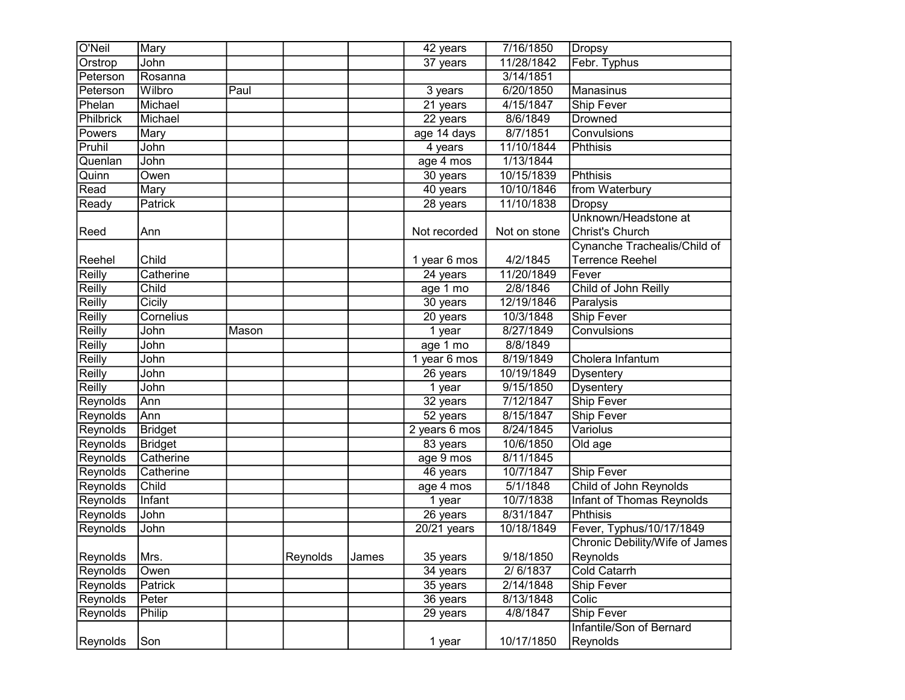| | | | | | | | |
|---|---|---|---|---|---|---|---|
| O'Neil | Mary | | | | 42 years | 7/16/1850 | Dropsy |
| Orstrop | John | | | | 37 years | 11/28/1842 | Febr. Typhus |
| Peterson | Rosanna | | | | | 3/14/1851 | |
| Peterson | Wilbro | Paul | | | 3 years | 6/20/1850 | Manasinus |
| Phelan | Michael | | | | 21 years | 4/15/1847 | Ship Fever |
| Philbrick | Michael | | | | 22 years | 8/6/1849 | Drowned |
| Powers | Mary | | | | age 14 days | 8/7/1851 | Convulsions |
| Pruhil | John | | | | 4 years | 11/10/1844 | Phthisis |
| Quenlan | John | | | | age 4 mos | 1/13/1844 | |
| Quinn | Owen | | | | 30 years | 10/15/1839 | Phthisis |
| Read | Mary | | | | 40 years | 10/10/1846 | from Waterbury |
| Ready | Patrick | | | | 28 years | 11/10/1838 | Dropsy |
| Reed | Ann | | | | Not recorded | Not on stone | Unknown/Headstone at Christ's Church |
| Reehel | Child | | | | 1 year 6 mos | 4/2/1845 | Cynanche Trachealis/Child of Terrence Reehel |
| Reilly | Catherine | | | | 24 years | 11/20/1849 | Fever |
| Reilly | Child | | | | age 1 mo | 2/8/1846 | Child of John Reilly |
| Reilly | Cicily | | | | 30 years | 12/19/1846 | Paralysis |
| Reilly | Cornelius | | | | 20 years | 10/3/1848 | Ship Fever |
| Reilly | John | Mason | | | 1 year | 8/27/1849 | Convulsions |
| Reilly | John | | | | age 1 mo | 8/8/1849 | |
| Reilly | John | | | | 1 year 6 mos | 8/19/1849 | Cholera Infantum |
| Reilly | John | | | | 26 years | 10/19/1849 | Dysentery |
| Reilly | John | | | | 1 year | 9/15/1850 | Dysentery |
| Reynolds | Ann | | | | 32 years | 7/12/1847 | Ship Fever |
| Reynolds | Ann | | | | 52 years | 8/15/1847 | Ship Fever |
| Reynolds | Bridget | | | | 2 years 6 mos | 8/24/1845 | Variolus |
| Reynolds | Bridget | | | | 83 years | 10/6/1850 | Old age |
| Reynolds | Catherine | | | | age 9 mos | 8/11/1845 | |
| Reynolds | Catherine | | | | 46 years | 10/7/1847 | Ship Fever |
| Reynolds | Child | | | | age 4 mos | 5/1/1848 | Child of John Reynolds |
| Reynolds | Infant | | | | 1 year | 10/7/1838 | Infant of Thomas Reynolds |
| Reynolds | John | | | | 26 years | 8/31/1847 | Phthisis |
| Reynolds | John | | | | 20/21 years | 10/18/1849 | Fever, Typhus/10/17/1849 |
| Reynolds | Mrs. | | Reynolds | James | 35 years | 9/18/1850 | Chronic Debility/Wife of James Reynolds |
| Reynolds | Owen | | | | 34 years | 2/ 6/1837 | Cold Catarrh |
| Reynolds | Patrick | | | | 35 years | 2/14/1848 | Ship Fever |
| Reynolds | Peter | | | | 36 years | 8/13/1848 | Colic |
| Reynolds | Philip | | | | 29 years | 4/8/1847 | Ship Fever |
| Reynolds | Son | | | | 1 year | 10/17/1850 | Infantile/Son of Bernard Reynolds |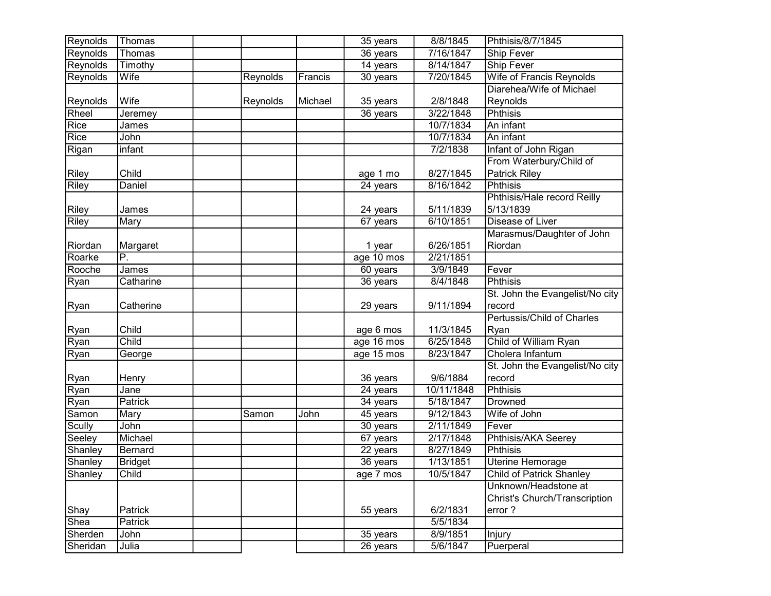| | | | | | | | |
|---|---|---|---|---|---|---|---|
| Reynolds | Thomas | | | | 35 years | 8/8/1845 | Phthisis/8/7/1845 |
| Reynolds | Thomas | | | | 36 years | 7/16/1847 | Ship Fever |
| Reynolds | Timothy | | | | 14 years | 8/14/1847 | Ship Fever |
| Reynolds | Wife | | Reynolds | Francis | 30 years | 7/20/1845 | Wife of Francis Reynolds |
| Reynolds | Wife | | Reynolds | Michael | 35 years | 2/8/1848 | Diarehea/Wife of Michael Reynolds |
| Rheel | Jeremey | | | | 36 years | 3/22/1848 | Phthisis |
| Rice | James | | | | | 10/7/1834 | An infant |
| Rice | John | | | | | 10/7/1834 | An infant |
| Rigan | infant | | | | | 7/2/1838 | Infant of John Rigan |
| Riley | Child | | | | age 1 mo | 8/27/1845 | From Waterbury/Child of Patrick Riley |
| Riley | Daniel | | | | 24 years | 8/16/1842 | Phthisis |
| Riley | James | | | | 24 years | 5/11/1839 | Phthisis/Hale record Reilly 5/13/1839 |
| Riley | Mary | | | | 67 years | 6/10/1851 | Disease of Liver |
| Riordan | Margaret | | | | 1 year | 6/26/1851 | Marasmus/Daughter of John Riordan |
| Roarke | P. | | | | age 10 mos | 2/21/1851 | |
| Rooche | James | | | | 60 years | 3/9/1849 | Fever |
| Ryan | Catharine | | | | 36 years | 8/4/1848 | Phthisis |
| Ryan | Catherine | | | | 29 years | 9/11/1894 | St. John the Evangelist/No city record |
| Ryan | Child | | | | age 6 mos | 11/3/1845 | Pertussis/Child of Charles Ryan |
| Ryan | Child | | | | age 16 mos | 6/25/1848 | Child of William Ryan |
| Ryan | George | | | | age 15 mos | 8/23/1847 | Cholera Infantum |
| Ryan | Henry | | | | 36 years | 9/6/1884 | St. John the Evangelist/No city record |
| Ryan | Jane | | | | 24 years | 10/11/1848 | Phthisis |
| Ryan | Patrick | | | | 34 years | 5/18/1847 | Drowned |
| Samon | Mary | | Samon | John | 45 years | 9/12/1843 | Wife of John |
| Scully | John | | | | 30 years | 2/11/1849 | Fever |
| Seeley | Michael | | | | 67 years | 2/17/1848 | Phthisis/AKA Seerey |
| Shanley | Bernard | | | | 22 years | 8/27/1849 | Phthisis |
| Shanley | Bridget | | | | 36 years | 1/13/1851 | Uterine Hemorage |
| Shanley | Child | | | | age 7 mos | 10/5/1847 | Child of Patrick Shanley |
| Shay | Patrick | | | | 55 years | 6/2/1831 | Unknown/Headstone at Christ's Church/Transcription error ? |
| Shea | Patrick | | | | | 5/5/1834 | |
| Sherden | John | | | | 35 years | 8/9/1851 | Injury |
| Sheridan | Julia | | | | 26 years | 5/6/1847 | Puerperal |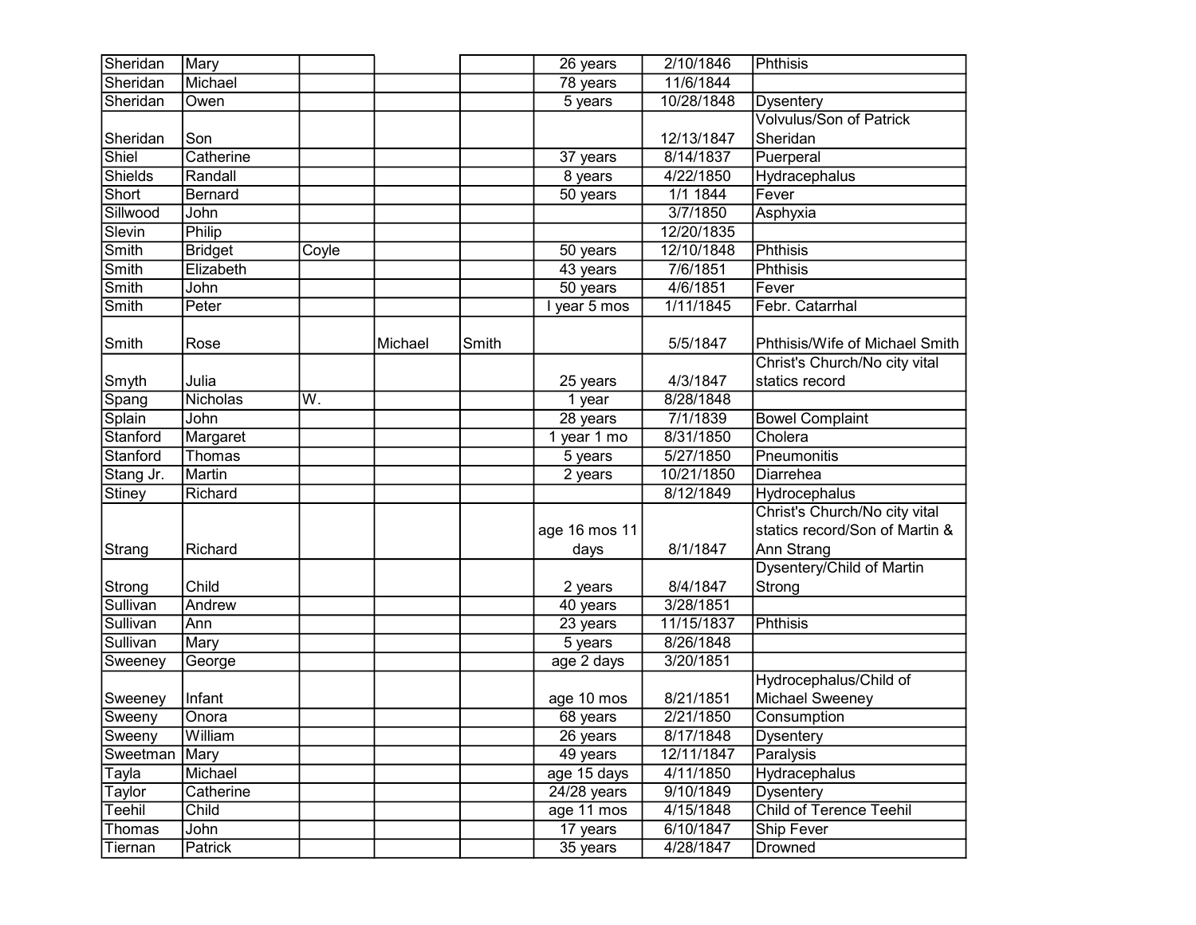| | | | | | | | |
|---|---|---|---|---|---|---|---|
| Sheridan | Mary | | | | 26 years | 2/10/1846 | Phthisis |
| Sheridan | Michael | | | | 78 years | 11/6/1844 | |
| Sheridan | Owen | | | | 5 years | 10/28/1848 | Dysentery |
| Sheridan | Son | | | | | 12/13/1847 | Volvulus/Son of Patrick Sheridan |
| Shiel | Catherine | | | | 37 years | 8/14/1837 | Puerperal |
| Shields | Randall | | | | 8 years | 4/22/1850 | Hydracephalus |
| Short | Bernard | | | | 50 years | 1/1 1844 | Fever |
| Sillwood | John | | | | | 3/7/1850 | Asphyxia |
| Slevin | Philip | | | | | 12/20/1835 | |
| Smith | Bridget | Coyle | | | 50 years | 12/10/1848 | Phthisis |
| Smith | Elizabeth | | | | 43 years | 7/6/1851 | Phthisis |
| Smith | John | | | | 50 years | 4/6/1851 | Fever |
| Smith | Peter | | | | I year 5 mos | 1/11/1845 | Febr. Catarrhal |
| Smith | Rose | | Michael | Smith | | 5/5/1847 | Phthisis/Wife of Michael Smith |
| Smyth | Julia | | | | 25 years | 4/3/1847 | Christ's Church/No city vital statics record |
| Spang | Nicholas | W. | | | 1 year | 8/28/1848 | |
| Splain | John | | | | 28 years | 7/1/1839 | Bowel Complaint |
| Stanford | Margaret | | | | 1 year 1 mo | 8/31/1850 | Cholera |
| Stanford | Thomas | | | | 5 years | 5/27/1850 | Pneumonitis |
| Stang Jr. | Martin | | | | 2 years | 10/21/1850 | Diarrehea |
| Stiney | Richard | | | | | 8/12/1849 | Hydrocephalus |
| Strang | Richard | | | | age 16 mos 11 days | 8/1/1847 | Christ's Church/No city vital statics record/Son of Martin & Ann Strang |
| Strong | Child | | | | 2 years | 8/4/1847 | Dysentery/Child of Martin Strong |
| Sullivan | Andrew | | | | 40 years | 3/28/1851 | |
| Sullivan | Ann | | | | 23 years | 11/15/1837 | Phthisis |
| Sullivan | Mary | | | | 5 years | 8/26/1848 | |
| Sweeney | George | | | | age 2 days | 3/20/1851 | |
| Sweeney | Infant | | | | age 10 mos | 8/21/1851 | Hydrocephalus/Child of Michael Sweeney |
| Sweeny | Onora | | | | 68 years | 2/21/1850 | Consumption |
| Sweeny | William | | | | 26 years | 8/17/1848 | Dysentery |
| Sweetman | Mary | | | | 49 years | 12/11/1847 | Paralysis |
| Tayla | Michael | | | | age 15 days | 4/11/1850 | Hydracephalus |
| Taylor | Catherine | | | | 24/28 years | 9/10/1849 | Dysentery |
| Teehil | Child | | | | age 11 mos | 4/15/1848 | Child of Terence Teehil |
| Thomas | John | | | | 17 years | 6/10/1847 | Ship Fever |
| Tiernan | Patrick | | | | 35 years | 4/28/1847 | Drowned |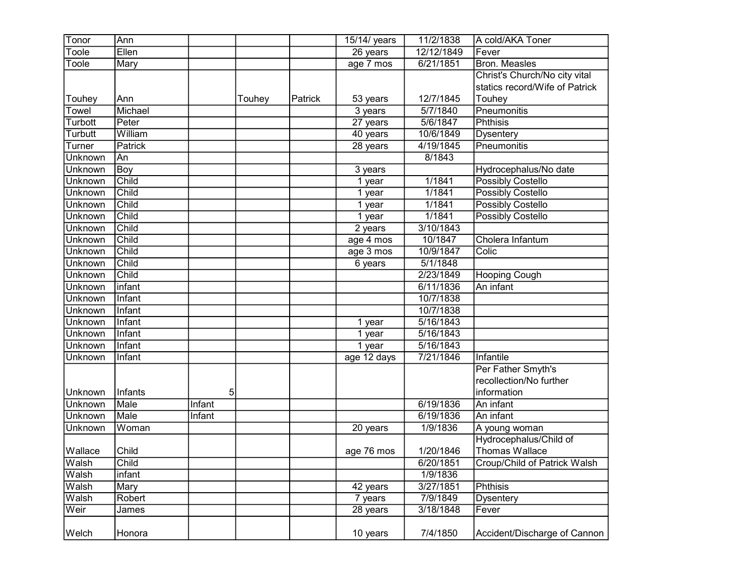| | | | | | | | |
|---|---|---|---|---|---|---|---|
| Tonor | Ann | | | | 15/14/ years | 11/2/1838 | A cold/AKA Toner |
| Toole | Ellen | | | | 26 years | 12/12/1849 | Fever |
| Toole | Mary | | | | age 7 mos | 6/21/1851 | Bron. Measles |
| Touhey | Ann | | Touhey | Patrick | 53 years | 12/7/1845 | Christ's Church/No city vital statics record/Wife of Patrick Touhey |
| Towel | Michael | | | | 3 years | 5/7/1840 | Pneumonitis |
| Turbott | Peter | | | | 27 years | 5/6/1847 | Phthisis |
| Turbutt | William | | | | 40 years | 10/6/1849 | Dysentery |
| Turner | Patrick | | | | 28 years | 4/19/1845 | Pneumonitis |
| Unknown | An | | | | | 8/1843 | |
| Unknown | Boy | | | | 3 years | | Hydrocephalus/No date |
| Unknown | Child | | | | 1 year | 1/1841 | Possibly Costello |
| Unknown | Child | | | | 1 year | 1/1841 | Possibly Costello |
| Unknown | Child | | | | 1 year | 1/1841 | Possibly Costello |
| Unknown | Child | | | | 1 year | 1/1841 | Possibly Costello |
| Unknown | Child | | | | 2 years | 3/10/1843 | |
| Unknown | Child | | | | age 4 mos | 10/1847 | Cholera Infantum |
| Unknown | Child | | | | age 3 mos | 10/9/1847 | Colic |
| Unknown | Child | | | | 6 years | 5/1/1848 | |
| Unknown | Child | | | | | 2/23/1849 | Hooping Cough |
| Unknown | infant | | | | | 6/11/1836 | An infant |
| Unknown | Infant | | | | | 10/7/1838 | |
| Unknown | Infant | | | | | 10/7/1838 | |
| Unknown | Infant | | | | 1 year | 5/16/1843 | |
| Unknown | Infant | | | | 1 year | 5/16/1843 | |
| Unknown | Infant | | | | 1 year | 5/16/1843 | |
| Unknown | Infant | | | | age 12 days | 7/21/1846 | Infantile |
| Unknown | Infants | 5 | | | | | Per Father Smyth's recollection/No further information |
| Unknown | Male | Infant | | | | 6/19/1836 | An infant |
| Unknown | Male | Infant | | | | 6/19/1836 | An infant |
| Unknown | Woman | | | | 20 years | 1/9/1836 | A young woman |
| Wallace | Child | | | | age 76 mos | 1/20/1846 | Hydrocephalus/Child of Thomas Wallace |
| Walsh | Child | | | | | 6/20/1851 | Croup/Child of Patrick Walsh |
| Walsh | infant | | | | | 1/9/1836 | |
| Walsh | Mary | | | | 42 years | 3/27/1851 | Phthisis |
| Walsh | Robert | | | | 7 years | 7/9/1849 | Dysentery |
| Weir | James | | | | 28 years | 3/18/1848 | Fever |
| Welch | Honora | | | | 10 years | 7/4/1850 | Accident/Discharge of Cannon |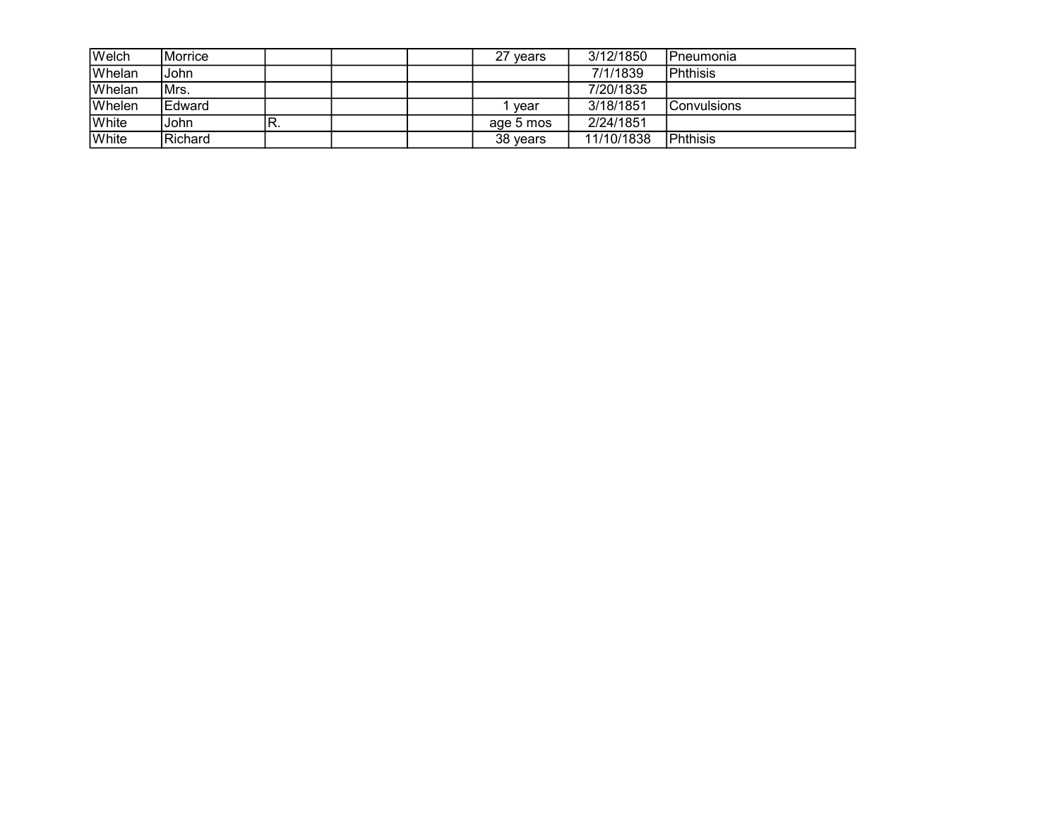| | | | | | | | |
|---|---|---|---|---|---|---|---|
| Welch | Morrice | | | | 27 years | 3/12/1850 | Pneumonia |
| Whelan | John | | | | | 7/1/1839 | Phthisis |
| Whelan | Mrs. | | | | | 7/20/1835 | |
| Whelen | Edward | | | | 1 year | 3/18/1851 | Convulsions |
| White | John | R. | | | age 5 mos | 2/24/1851 | |
| White | Richard | | | | 38 years | 11/10/1838 | Phthisis |